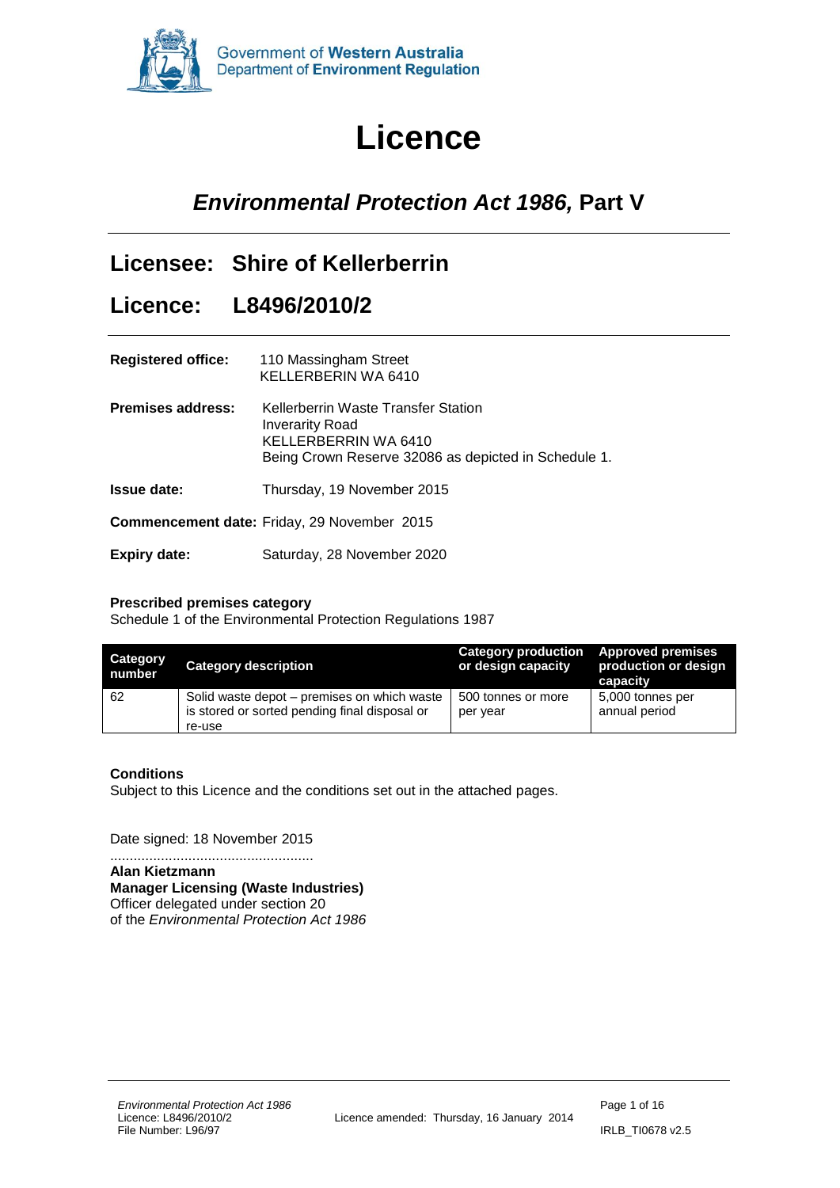Government of **Western Australia**
Department of **Environment Regulation**

# Licence

## *Environmental Protection Act 1986,* Part V

## Licensee: Shire of Kellerberrin

## Licence: L8496/2010/2

**Registered office:** 110 Massingham Street
KELLERBERRIN WA 6410

**Premises address:** Kellerberrin Waste Transfer Station
Inverarity Road
KELLERBERRIN WA 6410
Being Crown Reserve 32086 as depicted in Schedule 1.

**Issue date:** Thursday, 19 November 2015

**Commencement date:** Friday, 29 November 2015

**Expiry date:** Saturday, 28 November 2020

**Prescribed premises category**
Schedule 1 of the Environmental Protection Regulations 1987

| Category number | Category description | Category production or design capacity | Approved premises production or design capacity |
|---|---|---|---|
| 62 | Solid waste depot – premises on which waste is stored or sorted pending final disposal or re-use | 500 tonnes or more per year | 5,000 tonnes per annual period |

**Conditions**
Subject to this Licence and the conditions set out in the attached pages.

Date signed: 18 November 2015

....................................................
**Alan Kietzmann**
**Manager Licensing (Waste Industries)**
Officer delegated under section 20
of the *Environmental Protection Act 1986*

*Environmental Protection Act 1986*
Licence: L8496/2010/2
File Number: L96/97

Licence amended: Thursday, 16 January 2014

IRLB_TI0678 v2.5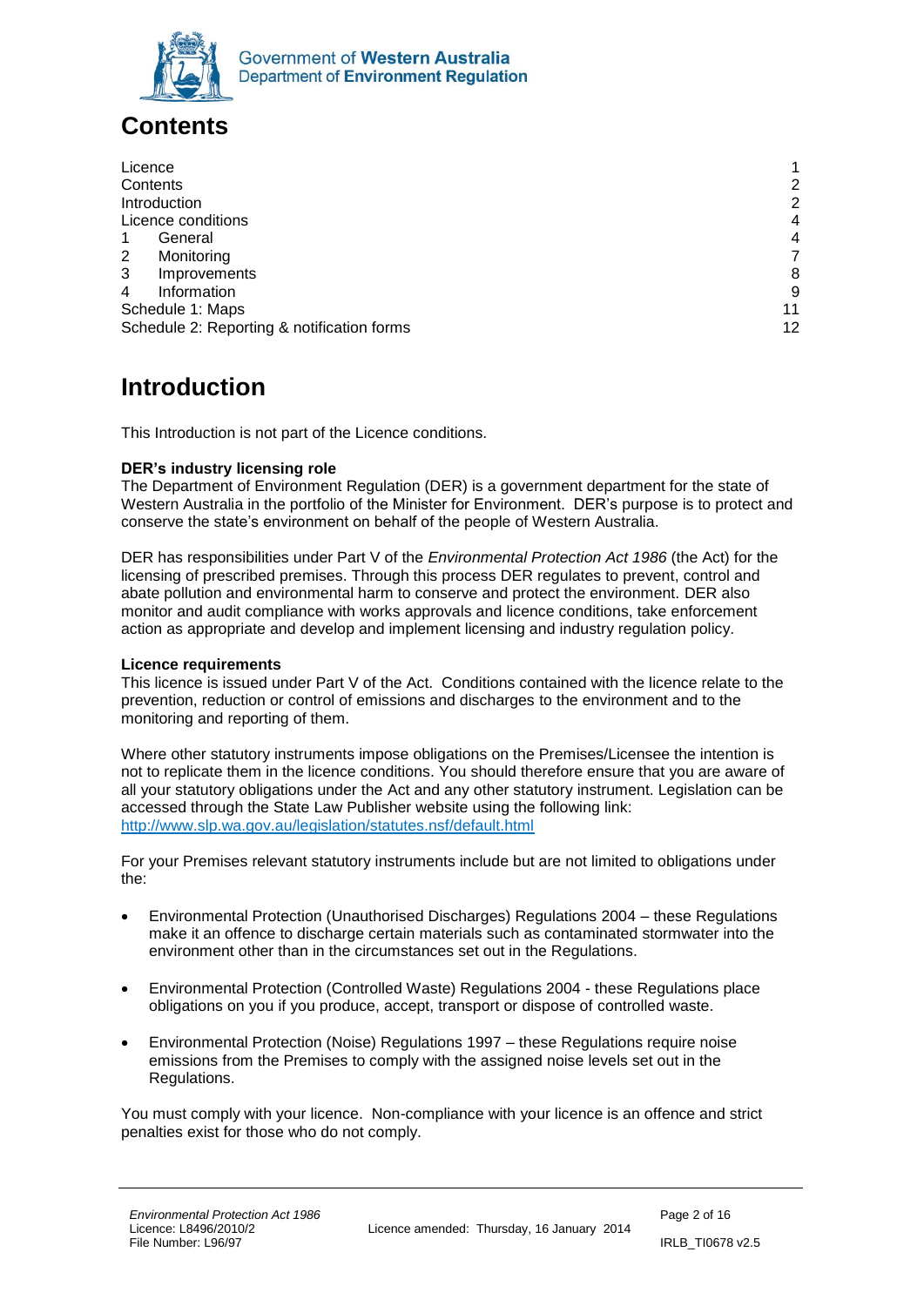# Contents

| | | |
|---|---|---|
| Licence | | 1 |
| Contents | | 2 |
| Introduction | | 2 |
| Licence conditions | | 4 |
| 1 | General | 4 |
| 2 | Monitoring | 7 |
| 3 | Improvements | 8 |
| 4 | Information | 9 |
| Schedule 1: Maps | | 11 |
| Schedule 2: Reporting & notification forms | | 12 |

# Introduction

This Introduction is not part of the Licence conditions.

**DER's industry licensing role**
The Department of Environment Regulation (DER) is a government department for the state of Western Australia in the portfolio of the Minister for Environment. DER's purpose is to protect and conserve the state's environment on behalf of the people of Western Australia.

DER has responsibilities under Part V of the *Environmental Protection Act 1986* (the Act) for the licensing of prescribed premises. Through this process DER regulates to prevent, control and abate pollution and environmental harm to conserve and protect the environment. DER also monitor and audit compliance with works approvals and licence conditions, take enforcement action as appropriate and develop and implement licensing and industry regulation policy.

**Licence requirements**
This licence is issued under Part V of the Act. Conditions contained with the licence relate to the prevention, reduction or control of emissions and discharges to the environment and to the monitoring and reporting of them.

Where other statutory instruments impose obligations on the Premises/Licensee the intention is not to replicate them in the licence conditions. You should therefore ensure that you are aware of all your statutory obligations under the Act and any other statutory instrument. Legislation can be accessed through the State Law Publisher website using the following link: http://www.slp.wa.gov.au/legislation/statutes.nsf/default.html

For your Premises relevant statutory instruments include but are not limited to obligations under the:

- Environmental Protection (Unauthorised Discharges) Regulations 2004 – these Regulations make it an offence to discharge certain materials such as contaminated stormwater into the environment other than in the circumstances set out in the Regulations.
- Environmental Protection (Controlled Waste) Regulations 2004 - these Regulations place obligations on you if you produce, accept, transport or dispose of controlled waste.
- Environmental Protection (Noise) Regulations 1997 – these Regulations require noise emissions from the Premises to comply with the assigned noise levels set out in the Regulations.

You must comply with your licence. Non-compliance with your licence is an offence and strict penalties exist for those who do not comply.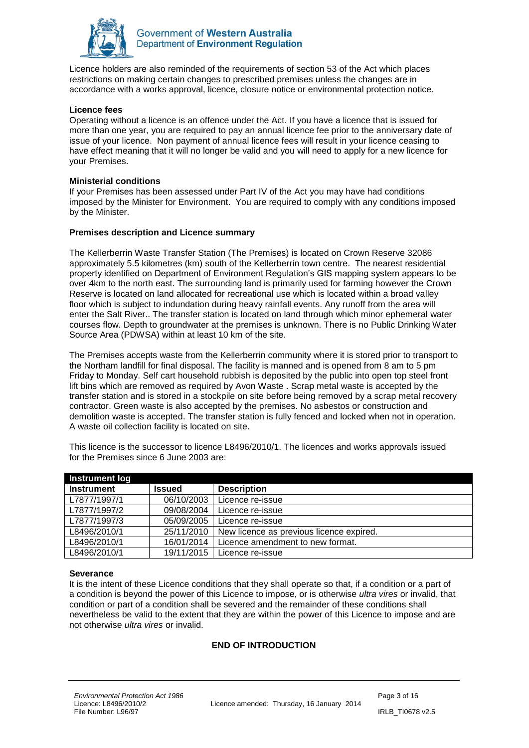Licence holders are also reminded of the requirements of section 53 of the Act which places restrictions on making certain changes to prescribed premises unless the changes are in accordance with a works approval, licence, closure notice or environmental protection notice.

**Licence fees**

Operating without a licence is an offence under the Act. If you have a licence that is issued for more than one year, you are required to pay an annual licence fee prior to the anniversary date of issue of your licence. Non payment of annual licence fees will result in your licence ceasing to have effect meaning that it will no longer be valid and you will need to apply for a new licence for your Premises.

**Ministerial conditions**

If your Premises has been assessed under Part IV of the Act you may have had conditions imposed by the Minister for Environment. You are required to comply with any conditions imposed by the Minister.

**Premises description and Licence summary**

The Kellerberrin Waste Transfer Station (The Premises) is located on Crown Reserve 32086 approximately 5.5 kilometres (km) south of the Kellerberrin town centre. The nearest residential property identified on Department of Environment Regulation's GIS mapping system appears to be over 4km to the north east. The surrounding land is primarily used for farming however the Crown Reserve is located on land allocated for recreational use which is located within a broad valley floor which is subject to indundation during heavy rainfall events. Any runoff from the area will enter the Salt River.. The transfer station is located on land through which minor ephemeral water courses flow. Depth to groundwater at the premises is unknown. There is no Public Drinking Water Source Area (PDWSA) within at least 10 km of the site.

The Premises accepts waste from the Kellerberrin community where it is stored prior to transport to the Northam landfill for final disposal. The facility is manned and is opened from 8 am to 5 pm Friday to Monday. Self cart household rubbish is deposited by the public into open top steel front lift bins which are removed as required by Avon Waste . Scrap metal waste is accepted by the transfer station and is stored in a stockpile on site before being removed by a scrap metal recovery contractor. Green waste is also accepted by the premises. No asbestos or construction and demolition waste is accepted. The transfer station is fully fenced and locked when not in operation. A waste oil collection facility is located on site.

This licence is the successor to licence L8496/2010/1. The licences and works approvals issued for the Premises since 6 June 2003 are:

| **Instrument log** | | |
|---|---|---|
| **Instrument** | **Issued** | **Description** |
| L7877/1997/1 | 06/10/2003 | Licence re-issue |
| L7877/1997/2 | 09/08/2004 | Licence re-issue |
| L7877/1997/3 | 05/09/2005 | Licence re-issue |
| L8496/2010/1 | 25/11/2010 | New licence as previous licence expired. |
| L8496/2010/1 | 16/01/2014 | Licence amendment to new format. |
| L8496/2010/1 | 19/11/2015 | Licence re-issue |

**Severance**

It is the intent of these Licence conditions that they shall operate so that, if a condition or a part of a condition is beyond the power of this Licence to impose, or is otherwise *ultra vires* or invalid, that condition or part of a condition shall be severed and the remainder of these conditions shall nevertheless be valid to the extent that they are within the power of this Licence to impose and are not otherwise *ultra vires* or invalid.

**END OF INTRODUCTION**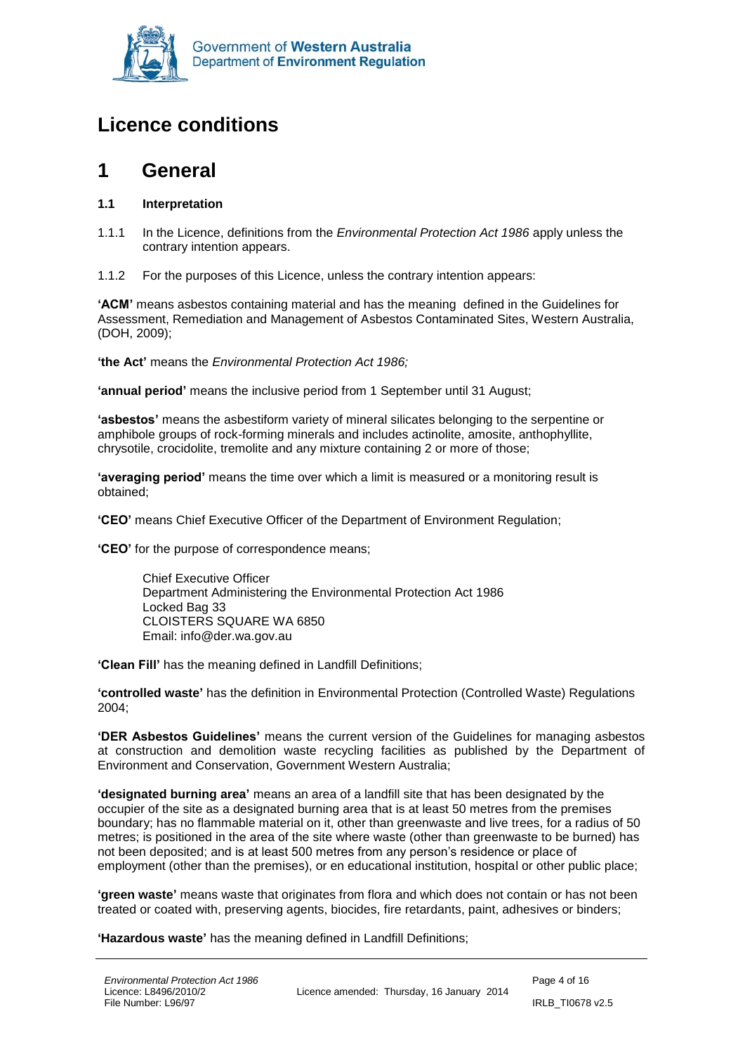# Licence conditions

## 1 General

### 1.1 Interpretation

1.1.1 In the Licence, definitions from the *Environmental Protection Act 1986* apply unless the contrary intention appears.

1.1.2 For the purposes of this Licence, unless the contrary intention appears:

**'ACM'** means asbestos containing material and has the meaning defined in the Guidelines for Assessment, Remediation and Management of Asbestos Contaminated Sites, Western Australia, (DOH, 2009);

**'the Act'** means the *Environmental Protection Act 1986;*

**'annual period'** means the inclusive period from 1 September until 31 August;

**'asbestos'** means the asbestiform variety of mineral silicates belonging to the serpentine or amphibole groups of rock-forming minerals and includes actinolite, amosite, anthophyllite, chrysotile, crocidolite, tremolite and any mixture containing 2 or more of those;

**'averaging period'** means the time over which a limit is measured or a monitoring result is obtained;

**'CEO'** means Chief Executive Officer of the Department of Environment Regulation;

**'CEO'** for the purpose of correspondence means;

Chief Executive Officer
Department Administering the Environmental Protection Act 1986
Locked Bag 33
CLOISTERS SQUARE WA 6850
Email: info@der.wa.gov.au

**'Clean Fill'** has the meaning defined in Landfill Definitions;

**'controlled waste'** has the definition in Environmental Protection (Controlled Waste) Regulations 2004;

**'DER Asbestos Guidelines'** means the current version of the Guidelines for managing asbestos at construction and demolition waste recycling facilities as published by the Department of Environment and Conservation, Government Western Australia;

**'designated burning area'** means an area of a landfill site that has been designated by the occupier of the site as a designated burning area that is at least 50 metres from the premises boundary; has no flammable material on it, other than greenwaste and live trees, for a radius of 50 metres; is positioned in the area of the site where waste (other than greenwaste to be burned) has not been deposited; and is at least 500 metres from any person's residence or place of employment (other than the premises), or en educational institution, hospital or other public place;

**'green waste'** means waste that originates from flora and which does not contain or has not been treated or coated with, preserving agents, biocides, fire retardants, paint, adhesives or binders;

**'Hazardous waste'** has the meaning defined in Landfill Definitions;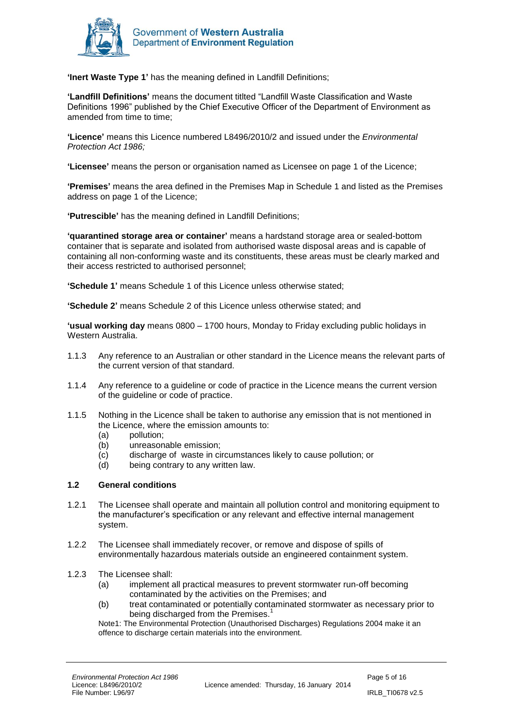**'Inert Waste Type 1'** has the meaning defined in Landfill Definitions;

**'Landfill Definitions'** means the document titlted "Landfill Waste Classification and Waste Definitions 1996" published by the Chief Executive Officer of the Department of Environment as amended from time to time;

**'Licence'** means this Licence numbered L8496/2010/2 and issued under the *Environmental Protection Act 1986;*

**'Licensee'** means the person or organisation named as Licensee on page 1 of the Licence;

**'Premises'** means the area defined in the Premises Map in Schedule 1 and listed as the Premises address on page 1 of the Licence;

**'Putrescible'** has the meaning defined in Landfill Definitions;

**'quarantined storage area or container'** means a hardstand storage area or sealed-bottom container that is separate and isolated from authorised waste disposal areas and is capable of containing all non-conforming waste and its constituents, these areas must be clearly marked and their access restricted to authorised personnel;

**'Schedule 1'** means Schedule 1 of this Licence unless otherwise stated;

**'Schedule 2'** means Schedule 2 of this Licence unless otherwise stated; and

**'usual working day** means 0800 – 1700 hours, Monday to Friday excluding public holidays in Western Australia.

1.1.3 Any reference to an Australian or other standard in the Licence means the relevant parts of the current version of that standard.

1.1.4 Any reference to a guideline or code of practice in the Licence means the current version of the guideline or code of practice.

1.1.5 Nothing in the Licence shall be taken to authorise any emission that is not mentioned in the Licence, where the emission amounts to:
- (a) pollution;
- (b) unreasonable emission;
- (c) discharge of waste in circumstances likely to cause pollution; or
- (d) being contrary to any written law.

### 1.2 General conditions

1.2.1 The Licensee shall operate and maintain all pollution control and monitoring equipment to the manufacturer's specification or any relevant and effective internal management system.

1.2.2 The Licensee shall immediately recover, or remove and dispose of spills of environmentally hazardous materials outside an engineered containment system.

1.2.3 The Licensee shall:
- (a) implement all practical measures to prevent stormwater run-off becoming contaminated by the activities on the Premises; and
- (b) treat contaminated or potentially contaminated stormwater as necessary prior to being discharged from the Premises.[1]

Note1: The Environmental Protection (Unauthorised Discharges) Regulations 2004 make it an offence to discharge certain materials into the environment.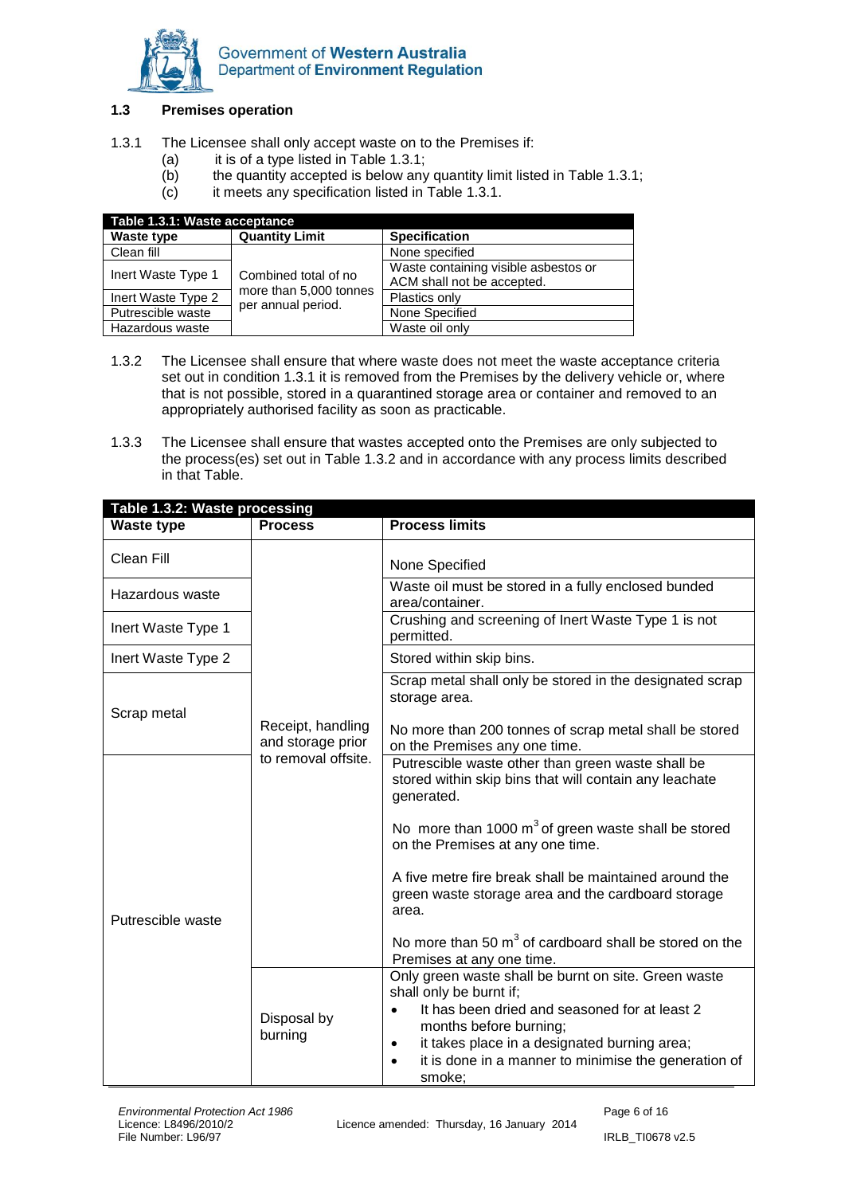### 1.3 Premises operation

1.3.1 The Licensee shall only accept waste on to the Premises if:

(a) it is of a type listed in Table 1.3.1;
(b) the quantity accepted is below any quantity limit listed in Table 1.3.1;
(c) it meets any specification listed in Table 1.3.1.

**Table 1.3.1: Waste acceptance**

| Waste type | Quantity Limit | Specification |
|---|---|---|
| Clean fill | Combined total of no more than 5,000 tonnes per annual period. | None specified |
| Inert Waste Type 1 | | Waste containing visible asbestos or ACM shall not be accepted. |
| Inert Waste Type 2 | | Plastics only |
| Putrescible waste | | None Specified |
| Hazardous waste | | Waste oil only |

1.3.2 The Licensee shall ensure that where waste does not meet the waste acceptance criteria set out in condition 1.3.1 it is removed from the Premises by the delivery vehicle or, where that is not possible, stored in a quarantined storage area or container and removed to an appropriately authorised facility as soon as practicable.

1.3.3 The Licensee shall ensure that wastes accepted onto the Premises are only subjected to the process(es) set out in Table 1.3.2 and in accordance with any process limits described in that Table.

**Table 1.3.2: Waste processing**

| Waste type | Process | Process limits |
|---|---|---|
| Clean Fill | Receipt, handling and storage prior to removal offsite. | None Specified |
| Hazardous waste | | Waste oil must be stored in a fully enclosed bunded area/container. |
| Inert Waste Type 1 | | Crushing and screening of Inert Waste Type 1 is not permitted. |
| Inert Waste Type 2 | | Stored within skip bins. |
| Scrap metal | | Scrap metal shall only be stored in the designated scrap storage area.<br><br>No more than 200 tonnes of scrap metal shall be stored on the Premises any one time. |
| Putrescible waste | | Putrescible waste other than green waste shall be stored within skip bins that will contain any leachate generated.<br><br>No more than 1000 $m^3$ of green waste shall be stored on the Premises at any one time.<br><br>A five metre fire break shall be maintained around the green waste storage area and the cardboard storage area.<br><br>No more than 50 $m^3$ of cardboard shall be stored on the Premises at any one time. |
| | Disposal by burning | Only green waste shall be burnt on site. Green waste shall only be burnt if;<br>• It has been dried and seasoned for at least 2 months before burning;<br>• it takes place in a designated burning area;<br>• it is done in a manner to minimise the generation of smoke; |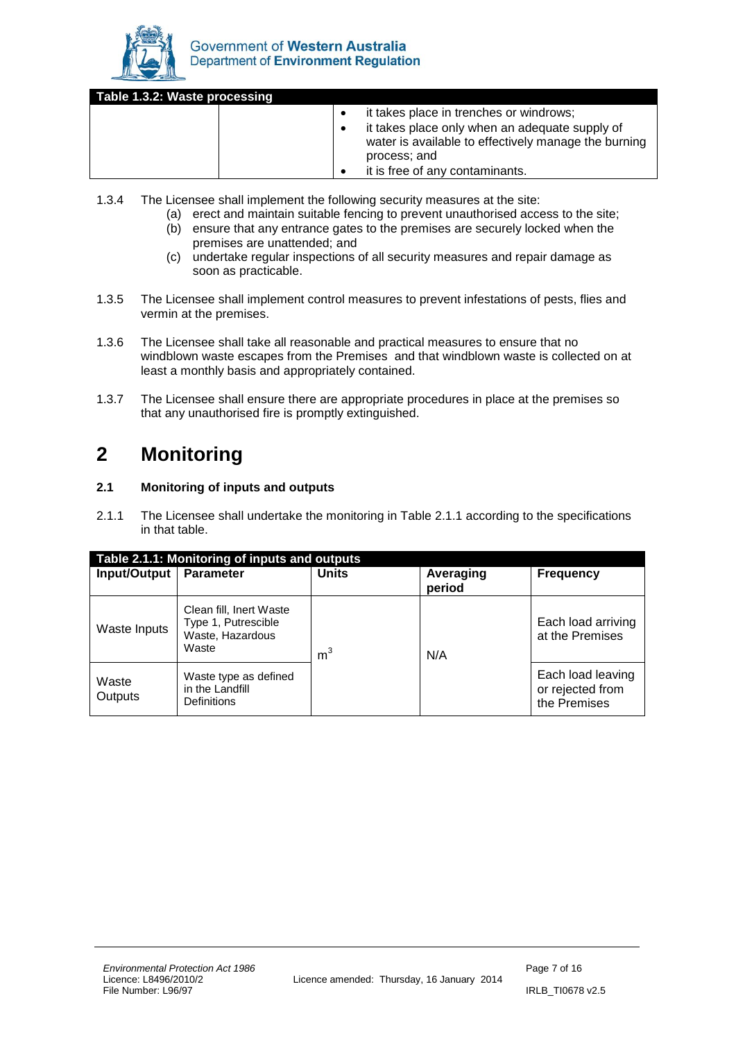| Table 1.3.2: Waste processing | | |
|---|---|---|
| | | • it takes place in trenches or windrows;<br>• it takes place only when an adequate supply of water is available to effectively manage the burning process; and<br>• it is free of any contaminants. |

1.3.4 The Licensee shall implement the following security measures at the site:
   (a) erect and maintain suitable fencing to prevent unauthorised access to the site;
   (b) ensure that any entrance gates to the premises are securely locked when the premises are unattended; and
   (c) undertake regular inspections of all security measures and repair damage as soon as practicable.

1.3.5 The Licensee shall implement control measures to prevent infestations of pests, flies and vermin at the premises.

1.3.6 The Licensee shall take all reasonable and practical measures to ensure that no windblown waste escapes from the Premises and that windblown waste is collected on at least a monthly basis and appropriately contained.

1.3.7 The Licensee shall ensure there are appropriate procedures in place at the premises so that any unauthorised fire is promptly extinguished.

# 2 Monitoring

## 2.1 Monitoring of inputs and outputs

2.1.1 The Licensee shall undertake the monitoring in Table 2.1.1 according to the specifications in that table.

**Table 2.1.1: Monitoring of inputs and outputs**

| Input/Output | Parameter | Units | Averaging period | Frequency |
|---|---|---|---|---|
| Waste Inputs | Clean fill, Inert Waste Type 1, Putrescible Waste, Hazardous Waste | $m^3$ | N/A | Each load arriving at the Premises |
| Waste Outputs | Waste type as defined in the Landfill Definitions | | | Each load leaving or rejected from the Premises |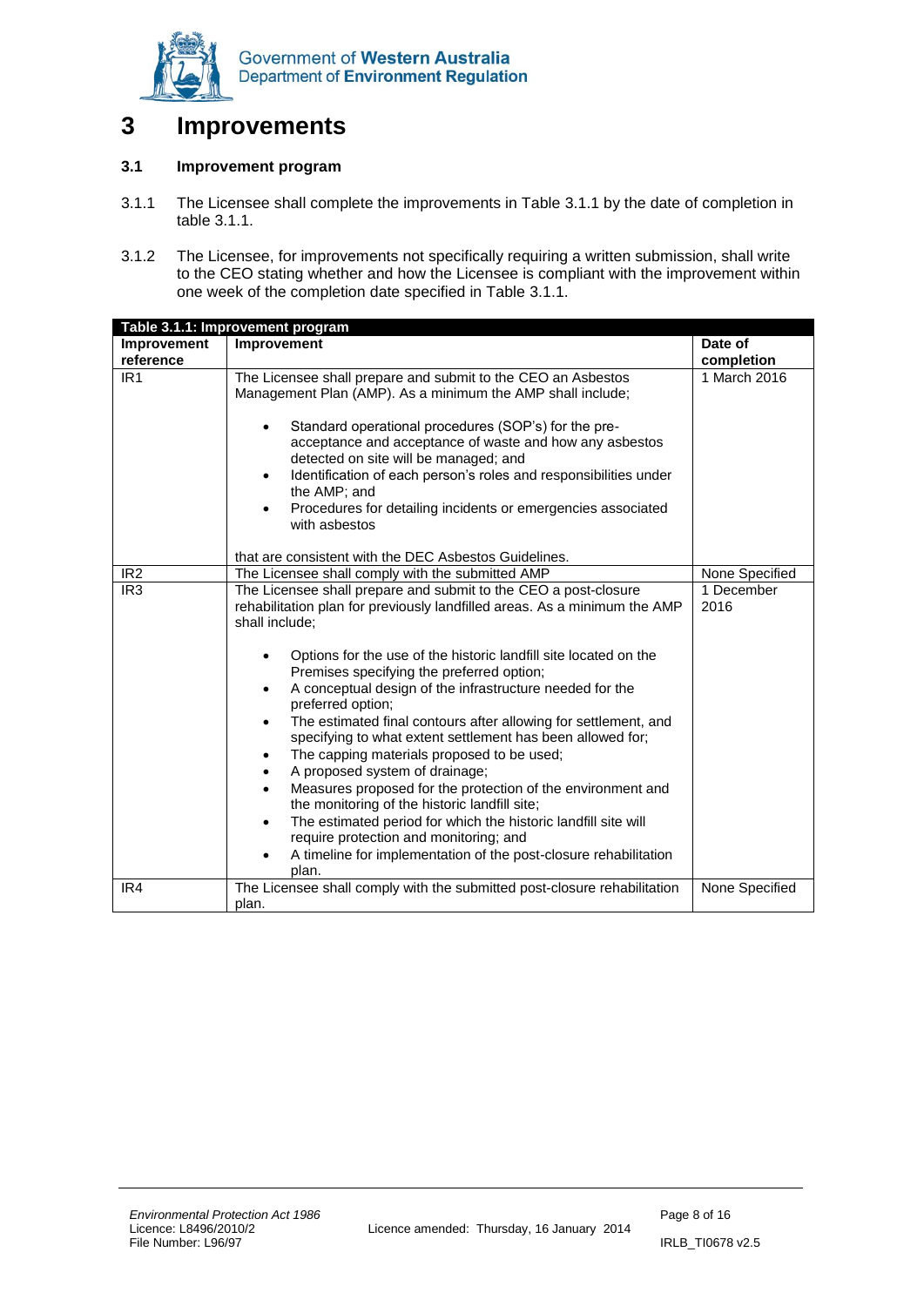# 3 Improvements

### 3.1 Improvement program

3.1.1 The Licensee shall complete the improvements in Table 3.1.1 by the date of completion in table 3.1.1.

3.1.2 The Licensee, for improvements not specifically requiring a written submission, shall write to the CEO stating whether and how the Licensee is compliant with the improvement within one week of the completion date specified in Table 3.1.1.

**Table 3.1.1: Improvement program**

| Improvement reference | Improvement | Date of completion |
|---|---|---|
| IR1 | The Licensee shall prepare and submit to the CEO an Asbestos Management Plan (AMP). As a minimum the AMP shall include;<br><br>• Standard operational procedures (SOP's) for the pre-acceptance and acceptance of waste and how any asbestos detected on site will be managed; and<br>• Identification of each person's roles and responsibilities under the AMP; and<br>• Procedures for detailing incidents or emergencies associated with asbestos<br><br>that are consistent with the DEC Asbestos Guidelines. | 1 March 2016 |
| IR2 | The Licensee shall comply with the submitted AMP | None Specified |
| IR3 | The Licensee shall prepare and submit to the CEO a post-closure rehabilitation plan for previously landfilled areas. As a minimum the AMP shall include;<br><br>• Options for the use of the historic landfill site located on the Premises specifying the preferred option;<br>• A conceptual design of the infrastructure needed for the preferred option;<br>• The estimated final contours after allowing for settlement, and specifying to what extent settlement has been allowed for;<br>• The capping materials proposed to be used;<br>• A proposed system of drainage;<br>• Measures proposed for the protection of the environment and the monitoring of the historic landfill site;<br>• The estimated period for which the historic landfill site will require protection and monitoring; and<br>• A timeline for implementation of the post-closure rehabilitation plan. | 1 December 2016 |
| IR4 | The Licensee shall comply with the submitted post-closure rehabilitation plan. | None Specified |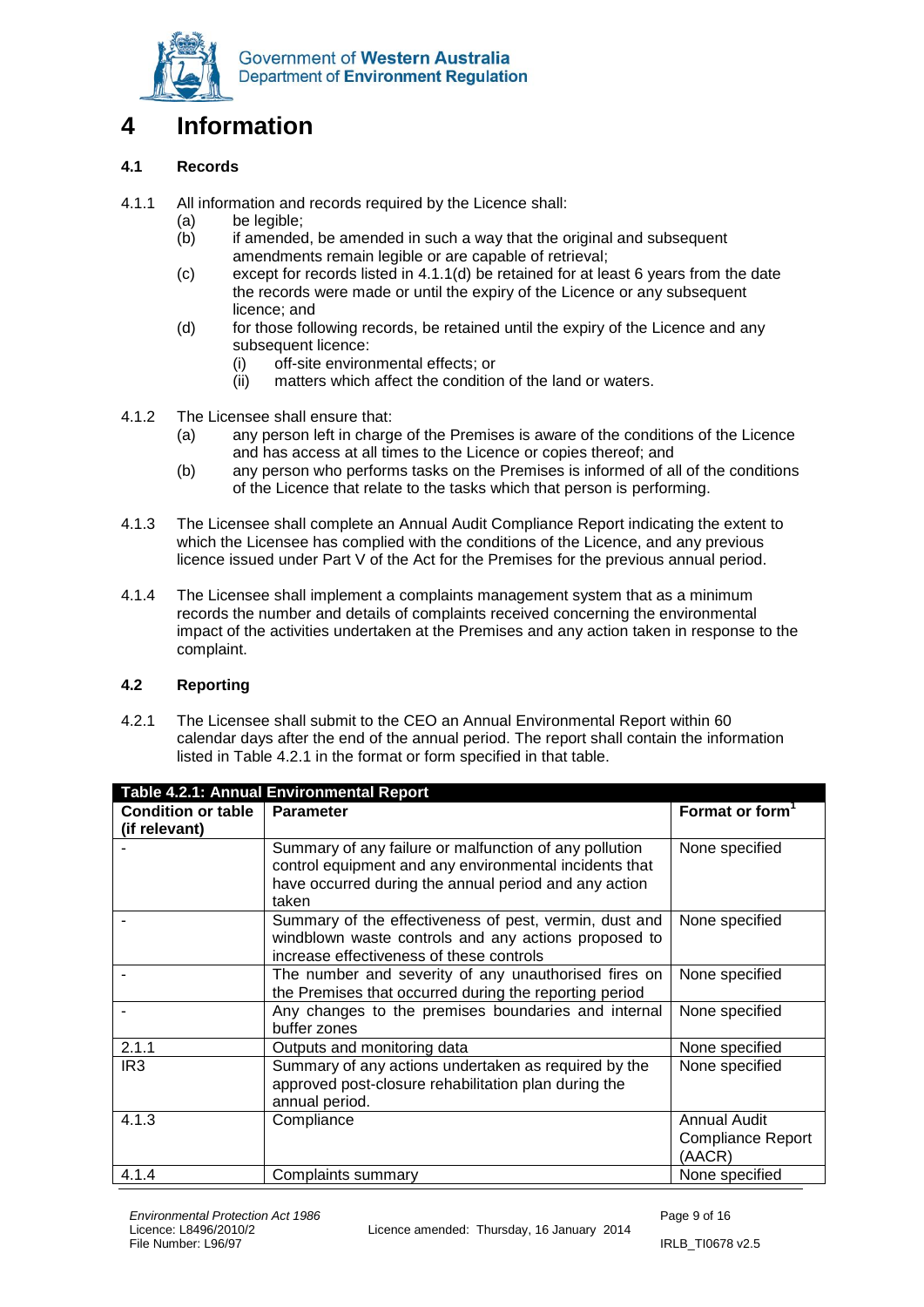# 4 Information

### 4.1 Records

4.1.1 All information and records required by the Licence shall:

- (a) be legible;
- (b) if amended, be amended in such a way that the original and subsequent amendments remain legible or are capable of retrieval;
- (c) except for records listed in 4.1.1(d) be retained for at least 6 years from the date the records were made or until the expiry of the Licence or any subsequent licence; and
- (d) for those following records, be retained until the expiry of the Licence and any subsequent licence:
  - (i) off-site environmental effects; or
  - (ii) matters which affect the condition of the land or waters.

4.1.2 The Licensee shall ensure that:

- (a) any person left in charge of the Premises is aware of the conditions of the Licence and has access at all times to the Licence or copies thereof; and
- (b) any person who performs tasks on the Premises is informed of all of the conditions of the Licence that relate to the tasks which that person is performing.

4.1.3 The Licensee shall complete an Annual Audit Compliance Report indicating the extent to which the Licensee has complied with the conditions of the Licence, and any previous licence issued under Part V of the Act for the Premises for the previous annual period.

4.1.4 The Licensee shall implement a complaints management system that as a minimum records the number and details of complaints received concerning the environmental impact of the activities undertaken at the Premises and any action taken in response to the complaint.

### 4.2 Reporting

4.2.1 The Licensee shall submit to the CEO an Annual Environmental Report within 60 calendar days after the end of the annual period. The report shall contain the information listed in Table 4.2.1 in the format or form specified in that table.

**Table 4.2.1: Annual Environmental Report**

| Condition or table (if relevant) | Parameter | Format or form[1] |
|---|---|---|
| - | Summary of any failure or malfunction of any pollution control equipment and any environmental incidents that have occurred during the annual period and any action taken | None specified |
| - | Summary of the effectiveness of pest, vermin, dust and windblown waste controls and any actions proposed to increase effectiveness of these controls | None specified |
| - | The number and severity of any unauthorised fires on the Premises that occurred during the reporting period | None specified |
| - | Any changes to the premises boundaries and internal buffer zones | None specified |
| 2.1.1 | Outputs and monitoring data | None specified |
| IR3 | Summary of any actions undertaken as required by the approved post-closure rehabilitation plan during the annual period. | None specified |
| 4.1.3 | Compliance | Annual Audit Compliance Report (AACR) |
| 4.1.4 | Complaints summary | None specified |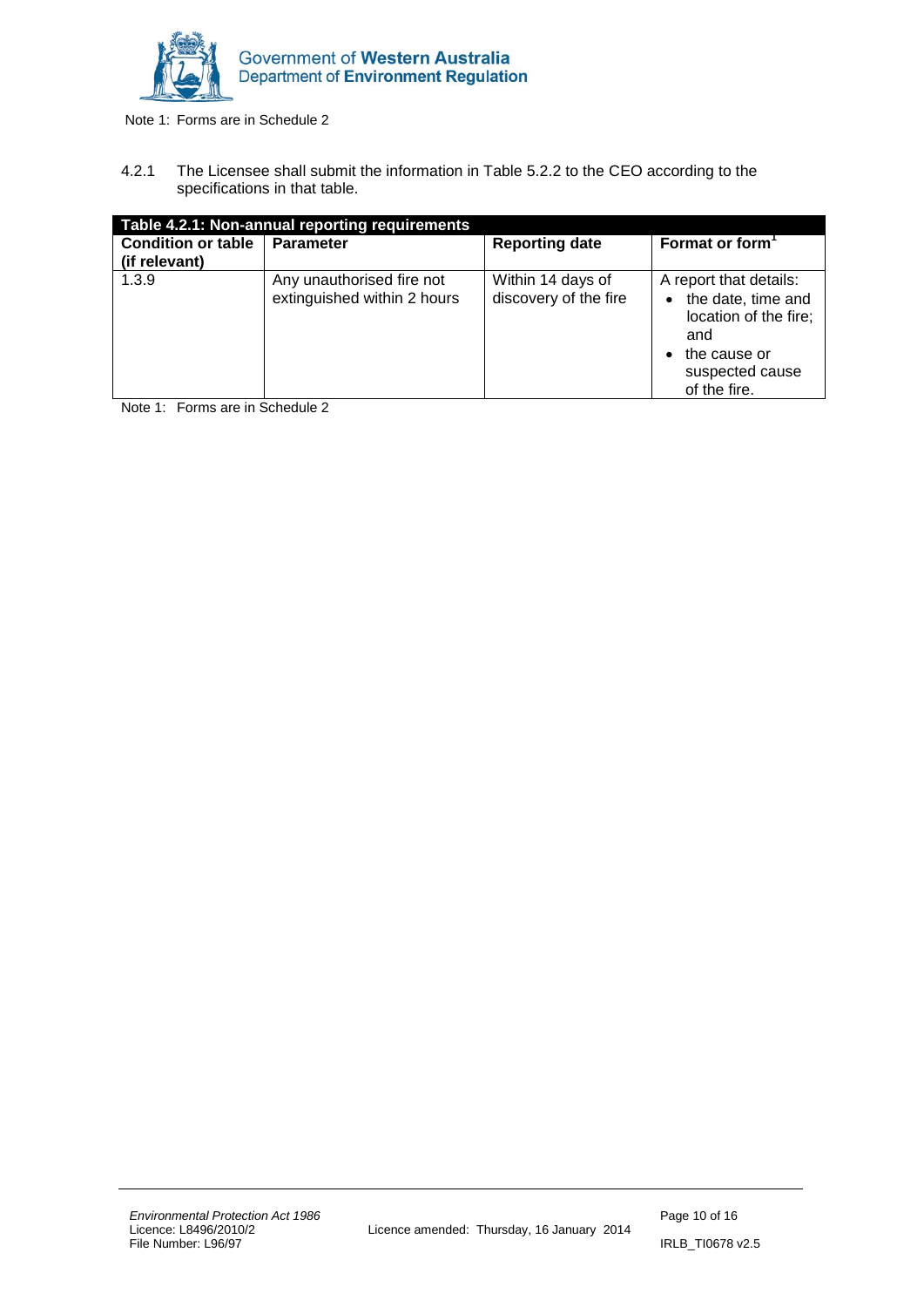Note 1: Forms are in Schedule 2

4.2.1 The Licensee shall submit the information in Table 5.2.2 to the CEO according to the specifications in that table.

**Table 4.2.1: Non-annual reporting requirements**

| Condition or table (if relevant) | Parameter | Reporting date | Format or form[1] |
|---|---|---|---|
| 1.3.9 | Any unauthorised fire not extinguished within 2 hours | Within 14 days of discovery of the fire | A report that details:<br>• the date, time and location of the fire; and<br>• the cause or suspected cause of the fire. |

Note 1: Forms are in Schedule 2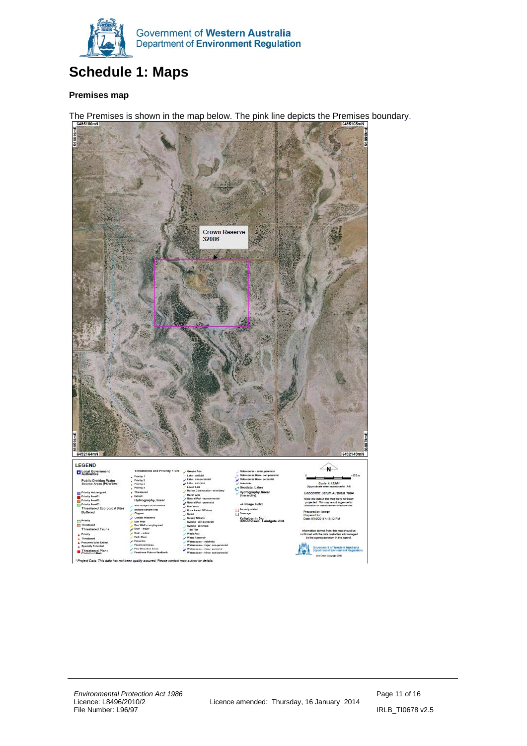# Schedule 1: Maps

### Premises map

The Premises is shown in the map below. The pink line depicts the Premises boundary.

6495180mN
6495165mN
568614mE
568899mE
Crown Reserve 32086
568594mE
568879mE
6492164mN
6492149mN

LEGEND

Scale 1:12261
(Approximate when reproduced at A4)

Geocentric Datum Australia 1994

Note: the data in this map have not been projected. This may result in geometric distortion or measurement inaccuracies.

Prepared by: janetpr
Prepared for:
Date: 9/10/2013 4:13:12 PM

Information derived from this map should be confirmed with the data custodian acknowledged by the agency/acronym in the legend.

Kellerberrin 5km Orthomosaic - Landgate 2004

* Project Data: This data has not been quality assured. Please contact map author for details.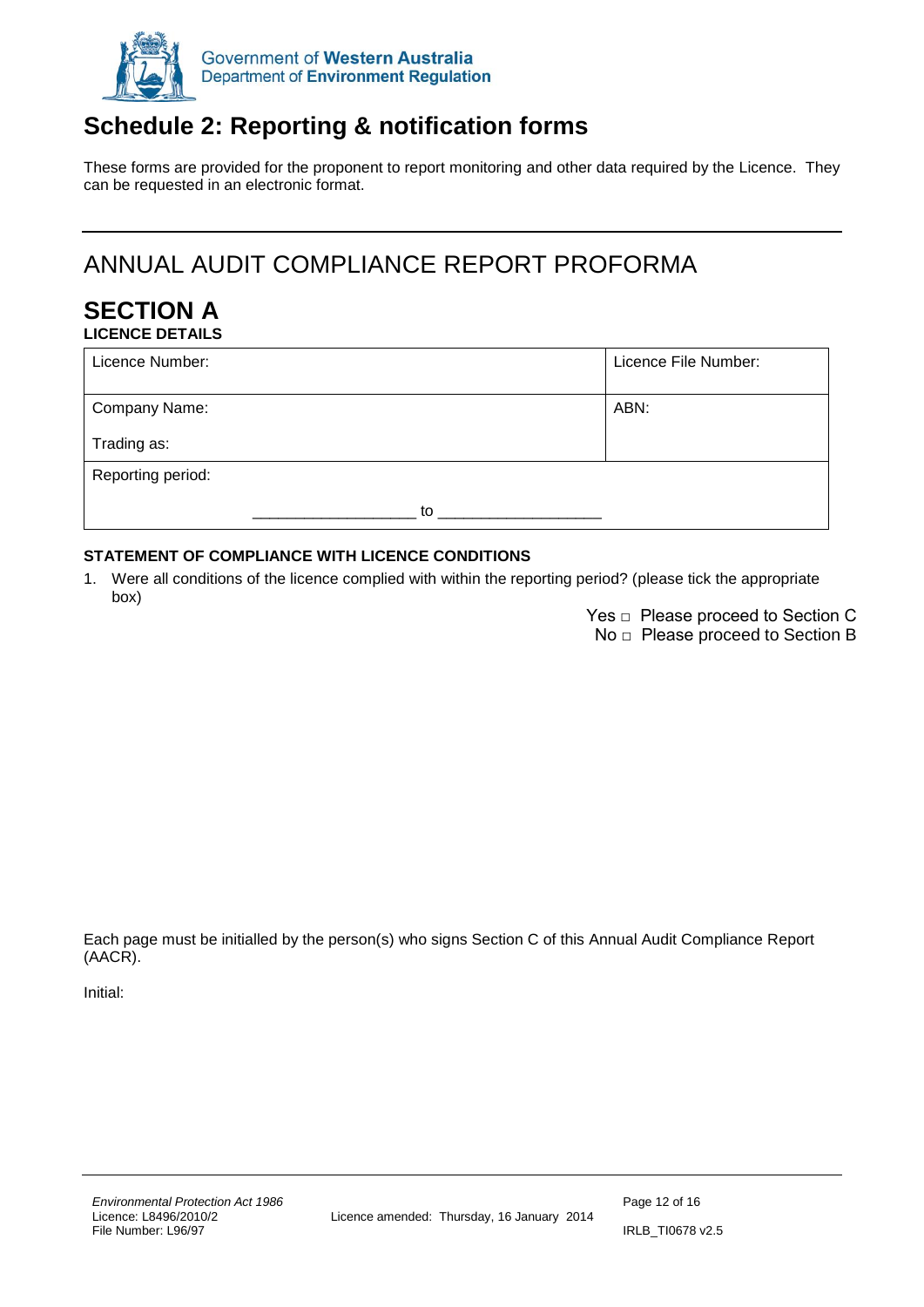# Schedule 2: Reporting & notification forms

These forms are provided for the proponent to report monitoring and other data required by the Licence. They can be requested in an electronic format.

---

## ANNUAL AUDIT COMPLIANCE REPORT PROFORMA

## SECTION A

**LICENCE DETAILS**

| | |
|---|---|
| Licence Number: | Licence File Number: |
| Company Name:<br><br>Trading as: | ABN: |
| Reporting period:<br><br>__________________ to __________________ | |

**STATEMENT OF COMPLIANCE WITH LICENCE CONDITIONS**

1. Were all conditions of the licence complied with within the reporting period? (please tick the appropriate box)

Yes □ Please proceed to Section C
No □ Please proceed to Section B

Each page must be initialled by the person(s) who signs Section C of this Annual Audit Compliance Report (AACR).

Initial: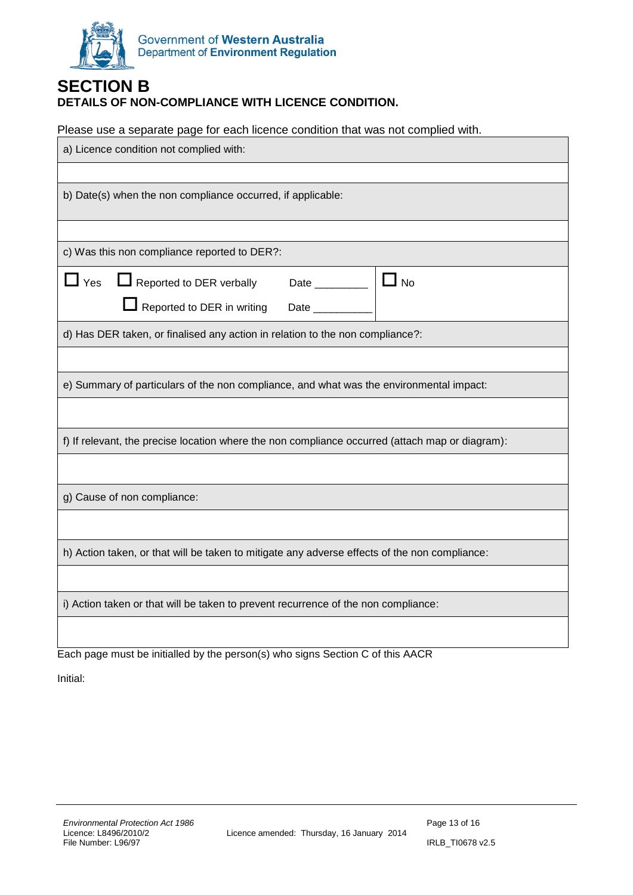Government of **Western Australia**
Department of **Environment Regulation**

# SECTION B

**DETAILS OF NON-COMPLIANCE WITH LICENCE CONDITION.**

Please use a separate page for each licence condition that was not complied with.

| |
|---|
| a) Licence condition not complied with: |
| |
| b) Date(s) when the non compliance occurred, if applicable: |
| |
| c) Was this non compliance reported to DER?: |
| ☐ Yes ☐ Reported to DER verbally Date _________ ☐ Reported to DER in writing Date __________ ☐ No |
| d) Has DER taken, or finalised any action in relation to the non compliance?: |
| |
| e) Summary of particulars of the non compliance, and what was the environmental impact: |
| |
| f) If relevant, the precise location where the non compliance occurred (attach map or diagram): |
| |
| g) Cause of non compliance: |
| |
| h) Action taken, or that will be taken to mitigate any adverse effects of the non compliance: |
| |
| i) Action taken or that will be taken to prevent recurrence of the non compliance: |
| |

Each page must be initialled by the person(s) who signs Section C of this AACR

Initial: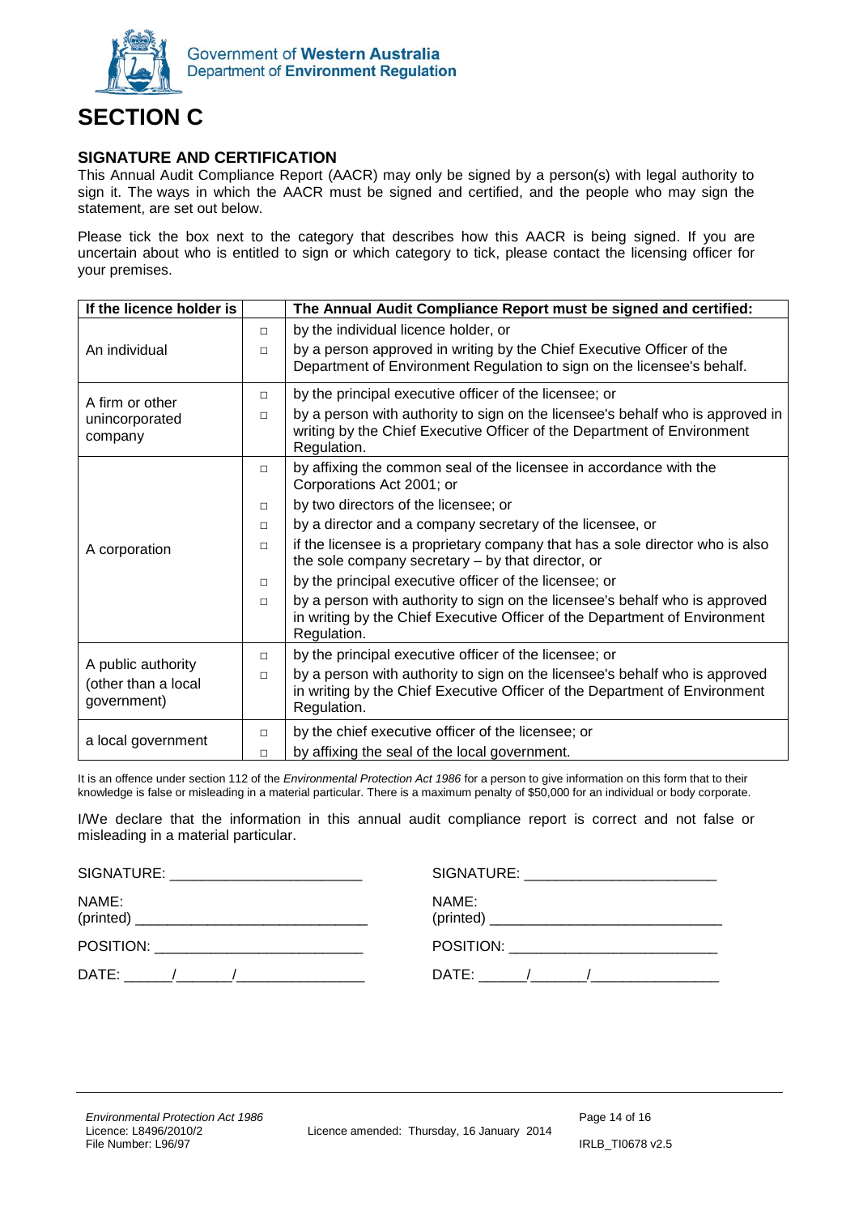# SECTION C

### SIGNATURE AND CERTIFICATION

This Annual Audit Compliance Report (AACR) may only be signed by a person(s) with legal authority to sign it. The ways in which the AACR must be signed and certified, and the people who may sign the statement, are set out below.

Please tick the box next to the category that describes how this AACR is being signed. If you are uncertain about who is entitled to sign or which category to tick, please contact the licensing officer for your premises.

| If the licence holder is | | The Annual Audit Compliance Report must be signed and certified: |
|---|---|---|
| An individual | □ | by the individual licence holder, or |
| | □ | by a person approved in writing by the Chief Executive Officer of the Department of Environment Regulation to sign on the licensee's behalf. |
| A firm or other unincorporated company | □ | by the principal executive officer of the licensee; or |
| | □ | by a person with authority to sign on the licensee's behalf who is approved in writing by the Chief Executive Officer of the Department of Environment Regulation. |
| A corporation | □ | by affixing the common seal of the licensee in accordance with the Corporations Act 2001; or |
| | □ | by two directors of the licensee; or |
| | □ | by a director and a company secretary of the licensee, or |
| | □ | if the licensee is a proprietary company that has a sole director who is also the sole company secretary – by that director, or |
| | □ | by the principal executive officer of the licensee; or |
| | □ | by a person with authority to sign on the licensee's behalf who is approved in writing by the Chief Executive Officer of the Department of Environment Regulation. |
| A public authority (other than a local government) | □ | by the principal executive officer of the licensee; or |
| | □ | by a person with authority to sign on the licensee's behalf who is approved in writing by the Chief Executive Officer of the Department of Environment Regulation. |
| a local government | □ | by the chief executive officer of the licensee; or |
| | □ | by affixing the seal of the local government. |

It is an offence under section 112 of the *Environmental Protection Act 1986* for a person to give information on this form that to their knowledge is false or misleading in a material particular. There is a maximum penalty of $50,000 for an individual or body corporate.

I/We declare that the information in this annual audit compliance report is correct and not false or misleading in a material particular.

SIGNATURE: ________________________

NAME: (printed) ____________________________

POSITION: _________________________

DATE: ______/_______/________________

SIGNATURE: ________________________

NAME: (printed) ____________________________

POSITION: _________________________

DATE: ______/_______/________________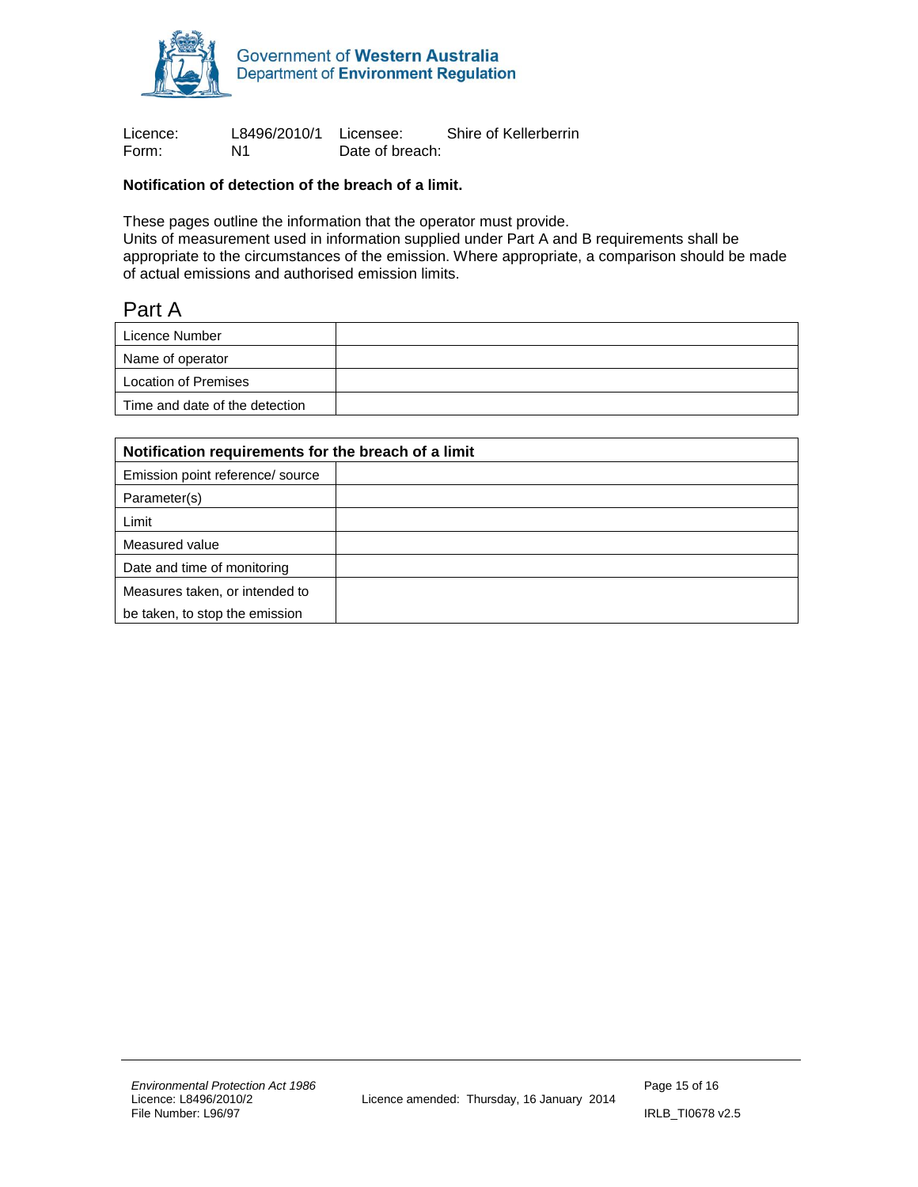| Licence: | L8496/2010/1 | Licensee: | Shire of Kellerberrin |
|---|---|---|---|
| Form: | N1 | Date of breach: | |

**Notification of detection of the breach of a limit.**

These pages outline the information that the operator must provide.
Units of measurement used in information supplied under Part A and B requirements shall be appropriate to the circumstances of the emission. Where appropriate, a comparison should be made of actual emissions and authorised emission limits.

## Part A

| Licence Number | |
|---|---|
| Name of operator | |
| Location of Premises | |
| Time and date of the detection | |

| **Notification requirements for the breach of a limit** | |
|---|---|
| Emission point reference/ source | |
| Parameter(s) | |
| Limit | |
| Measured value | |
| Date and time of monitoring | |
| Measures taken, or intended to be taken, to stop the emission | |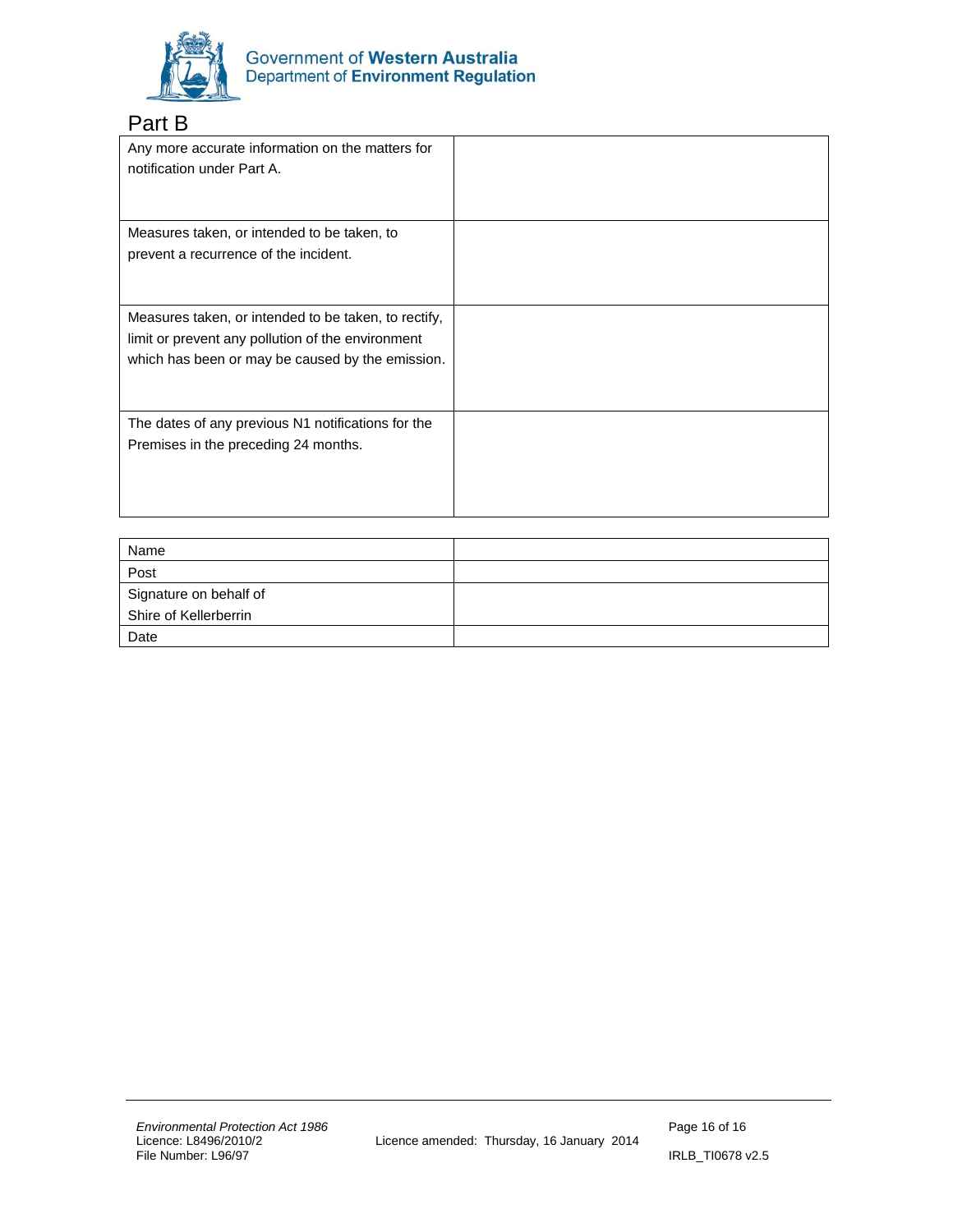## Part B

| | |
|---|---|
| Any more accurate information on the matters for notification under Part A. | |
| Measures taken, or intended to be taken, to prevent a recurrence of the incident. | |
| Measures taken, or intended to be taken, to rectify, limit or prevent any pollution of the environment which has been or may be caused by the emission. | |
| The dates of any previous N1 notifications for the Premises in the preceding 24 months. | |

| | |
|---|---|
| Name | |
| Post | |
| Signature on behalf of Shire of Kellerberrin | |
| Date | |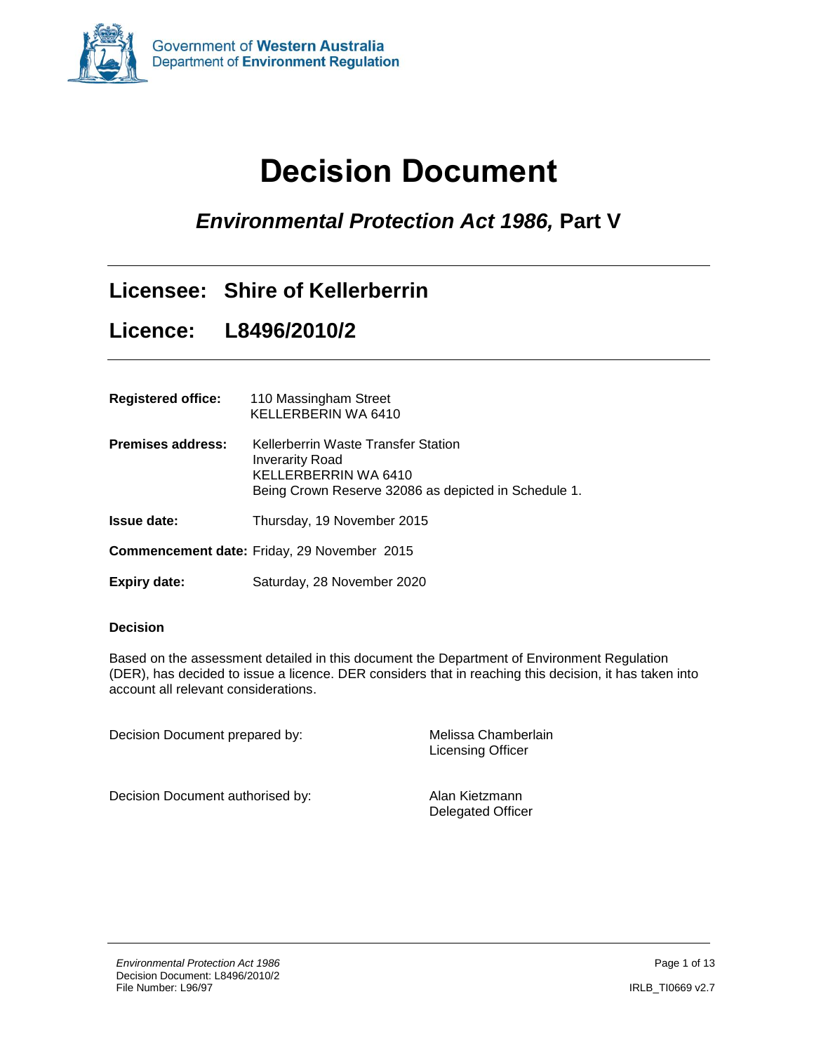# Decision Document

## *Environmental Protection Act 1986,* Part V

## Licensee: Shire of Kellerberrin

## Licence: L8496/2010/2

| | |
|---|---|
| **Registered office:** | 110 Massingham Street<br>KELLERBERIN WA 6410 |
| **Premises address:** | Kellerberrin Waste Transfer Station<br>Inverarity Road<br>KELLERBERRIN WA 6410<br>Being Crown Reserve 32086 as depicted in Schedule 1. |
| **Issue date:** | Thursday, 19 November 2015 |
| **Commencement date:** | Friday, 29 November 2015 |
| **Expiry date:** | Saturday, 28 November 2020 |

**Decision**

Based on the assessment detailed in this document the Department of Environment Regulation (DER), has decided to issue a licence. DER considers that in reaching this decision, it has taken into account all relevant considerations.

| | |
|---|---|
| Decision Document prepared by: | Melissa Chamberlain<br>Licensing Officer |
| Decision Document authorised by: | Alan Kietzmann<br>Delegated Officer |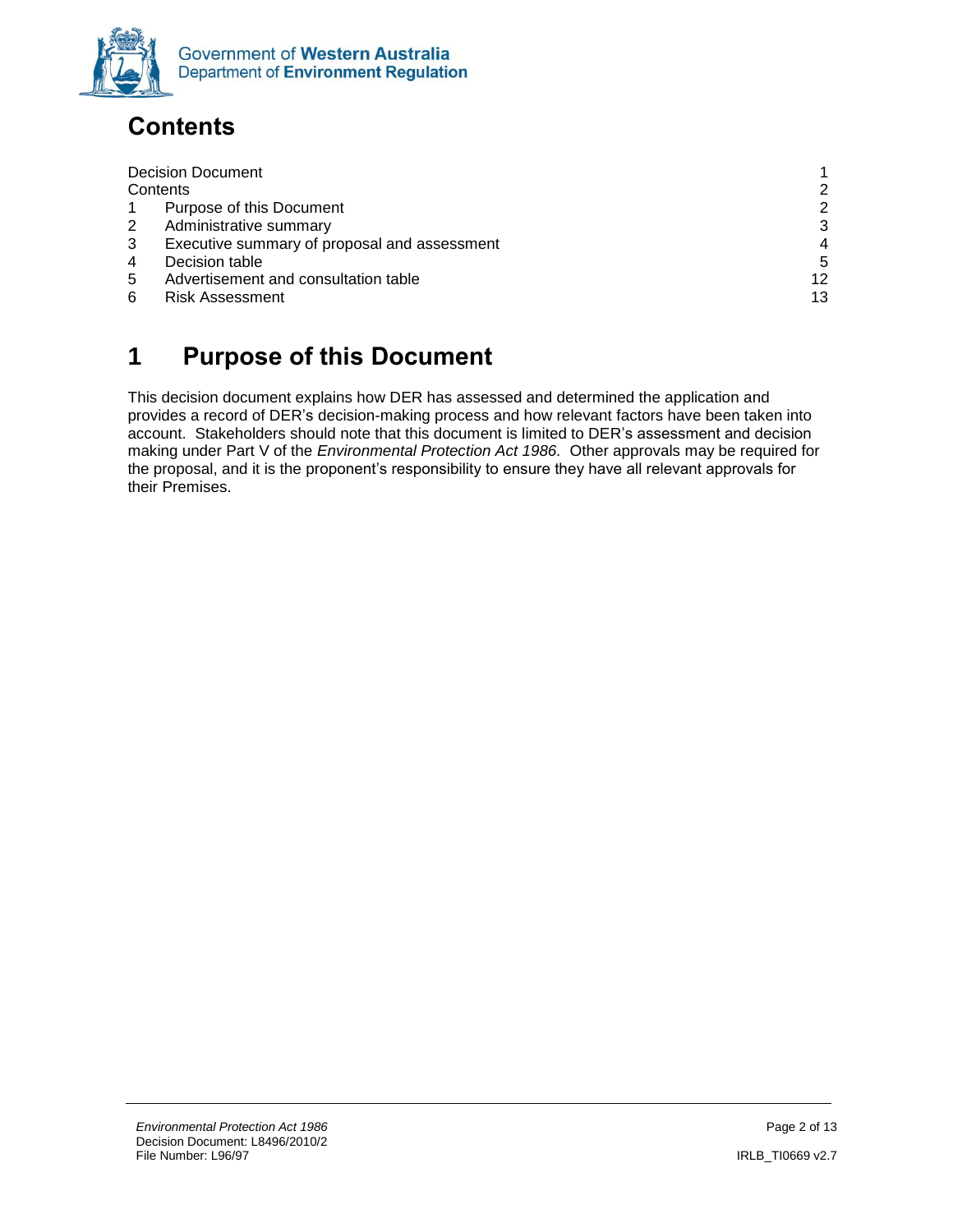# Contents

| | | |
|---|---|---|
| Decision Document | | 1 |
| Contents | | 2 |
| 1 | Purpose of this Document | 2 |
| 2 | Administrative summary | 3 |
| 3 | Executive summary of proposal and assessment | 4 |
| 4 | Decision table | 5 |
| 5 | Advertisement and consultation table | 12 |
| 6 | Risk Assessment | 13 |

# 1 Purpose of this Document

This decision document explains how DER has assessed and determined the application and provides a record of DER's decision-making process and how relevant factors have been taken into account. Stakeholders should note that this document is limited to DER's assessment and decision making under Part V of the *Environmental Protection Act 1986*. Other approvals may be required for the proposal, and it is the proponent's responsibility to ensure they have all relevant approvals for their Premises.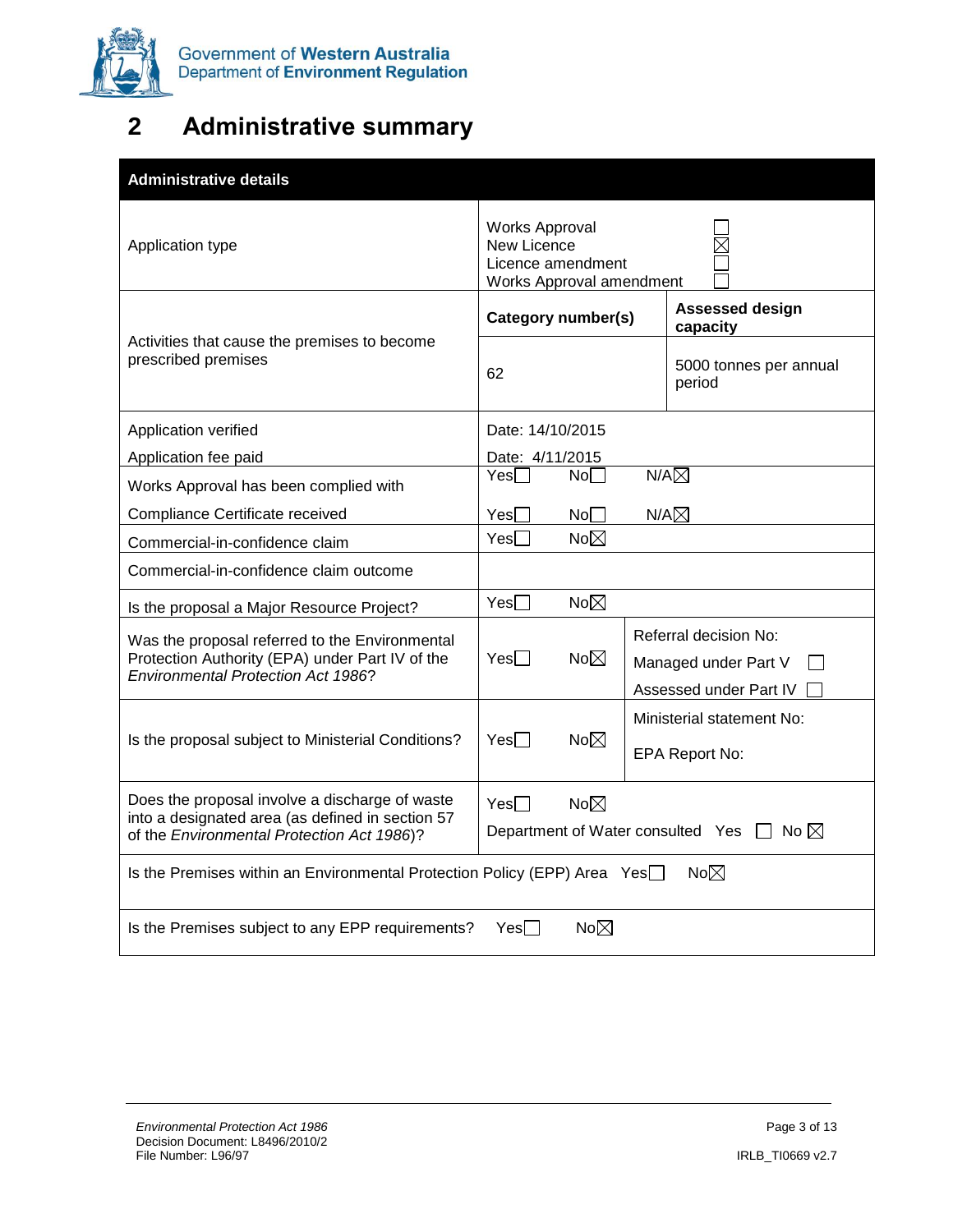# 2 Administrative summary

| Administrative details | | |
|---|---|---|
| Application type | Works Approval ☐<br>New Licence ☒<br>Licence amendment ☐<br>Works Approval amendment ☐ | |
| Activities that cause the premises to become prescribed premises | **Category number(s)** | **Assessed design capacity** |
| | 62 | 5000 tonnes per annual period |
| Application verified<br>Application fee paid | Date: 14/10/2015<br>Date: 4/11/2015 | |
| Works Approval has been complied with<br>Compliance Certificate received | Yes☐ No☐ N/A☒<br>Yes☐ No☐ N/A☒ | |
| Commercial-in-confidence claim | Yes☐ No☒ | |
| Commercial-in-confidence claim outcome | | |
| Is the proposal a Major Resource Project? | Yes☐ No☒ | |
| Was the proposal referred to the Environmental Protection Authority (EPA) under Part IV of the *Environmental Protection Act 1986*? | Yes☐ No☒ | Referral decision No:<br>Managed under Part V ☐<br>Assessed under Part IV ☐ |
| Is the proposal subject to Ministerial Conditions? | Yes☐ No☒ | Ministerial statement No:<br>EPA Report No: |
| Does the proposal involve a discharge of waste into a designated area (as defined in section 57 of the *Environmental Protection Act 1986*)? | Yes☐ No☒<br>Department of Water consulted Yes ☐ No ☒ | |
| Is the Premises within an Environmental Protection Policy (EPP) Area Yes☐ No☒ | | |
| Is the Premises subject to any EPP requirements? Yes☐ No☒ | | |

*Environmental Protection Act 1986*
Decision Document: L8496/2010/2
File Number: L96/97

IRLB_TI0669 v2.7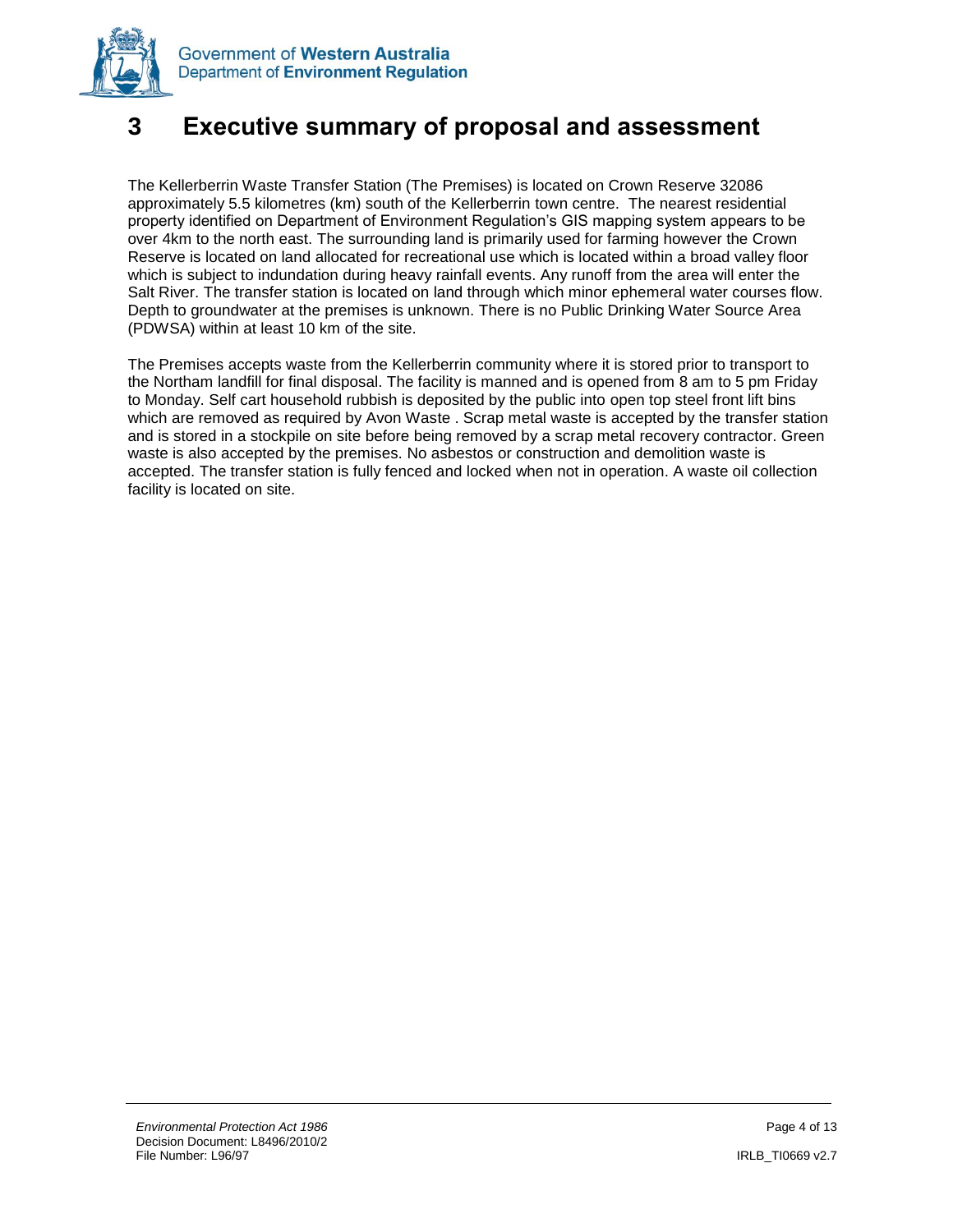# 3 Executive summary of proposal and assessment

The Kellerberrin Waste Transfer Station (The Premises) is located on Crown Reserve 32086 approximately 5.5 kilometres (km) south of the Kellerberrin town centre. The nearest residential property identified on Department of Environment Regulation's GIS mapping system appears to be over 4km to the north east. The surrounding land is primarily used for farming however the Crown Reserve is located on land allocated for recreational use which is located within a broad valley floor which is subject to indundation during heavy rainfall events. Any runoff from the area will enter the Salt River. The transfer station is located on land through which minor ephemeral water courses flow. Depth to groundwater at the premises is unknown. There is no Public Drinking Water Source Area (PDWSA) within at least 10 km of the site.

The Premises accepts waste from the Kellerberrin community where it is stored prior to transport to the Northam landfill for final disposal. The facility is manned and is opened from 8 am to 5 pm Friday to Monday. Self cart household rubbish is deposited by the public into open top steel front lift bins which are removed as required by Avon Waste . Scrap metal waste is accepted by the transfer station and is stored in a stockpile on site before being removed by a scrap metal recovery contractor. Green waste is also accepted by the premises. No asbestos or construction and demolition waste is accepted. The transfer station is fully fenced and locked when not in operation. A waste oil collection facility is located on site.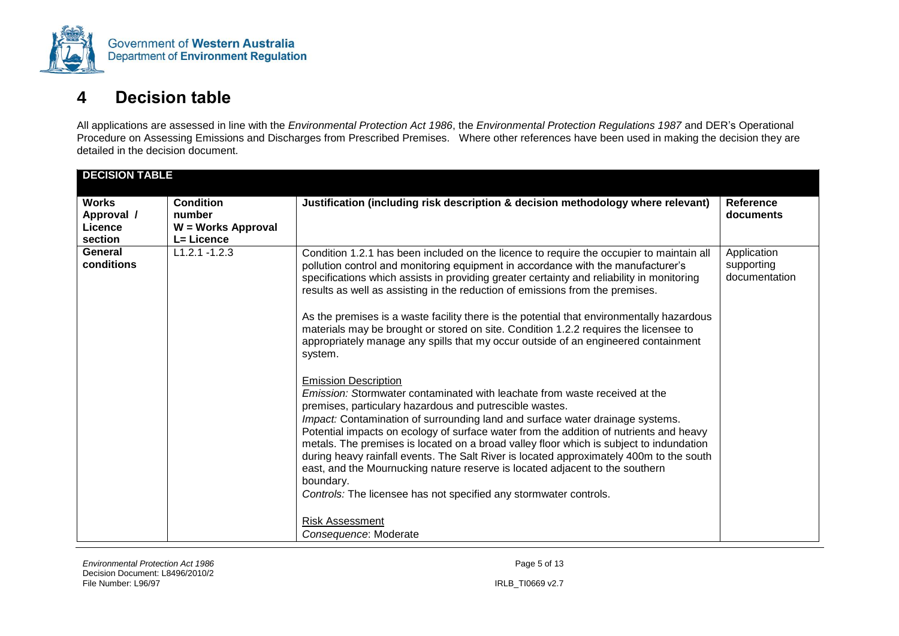# 4 Decision table

All applications are assessed in line with the *Environmental Protection Act 1986*, the *Environmental Protection Regulations 1987* and DER's Operational Procedure on Assessing Emissions and Discharges from Prescribed Premises. Where other references have been used in making the decision they are detailed in the decision document.

| DECISION TABLE | | | |
|---|---|---|---|
| **Works Approval / Licence section** | **Condition number W = Works Approval L= Licence** | **Justification (including risk description & decision methodology where relevant)** | **Reference documents** |
| **General conditions** | L1.2.1 -1.2.3 | Condition 1.2.1 has been included on the licence to require the occupier to maintain all pollution control and monitoring equipment in accordance with the manufacturer's specifications which assists in providing greater certainty and reliability in monitoring results as well as assisting in the reduction of emissions from the premises.<br><br>As the premises is a waste facility there is the potential that environmentally hazardous materials may be brought or stored on site. Condition 1.2.2 requires the licensee to appropriately manage any spills that my occur outside of an engineered containment system.<br><br><u>Emission Description</u><br>*Emission: S*tormwater contaminated with leachate from waste received at the premises, particulary hazardous and putrescible wastes.<br>*Impact:* Contamination of surrounding land and surface water drainage systems. Potential impacts on ecology of surface water from the addition of nutrients and heavy metals. The premises is located on a broad valley floor which is subject to indundation during heavy rainfall events. The Salt River is located approximately 400m to the south east, and the Mournucking nature reserve is located adjacent to the southern boundary.<br>*Controls:* The licensee has not specified any stormwater controls.<br><br><u>Risk Assessment</u><br>*Consequence*: Moderate | Application supporting documentation |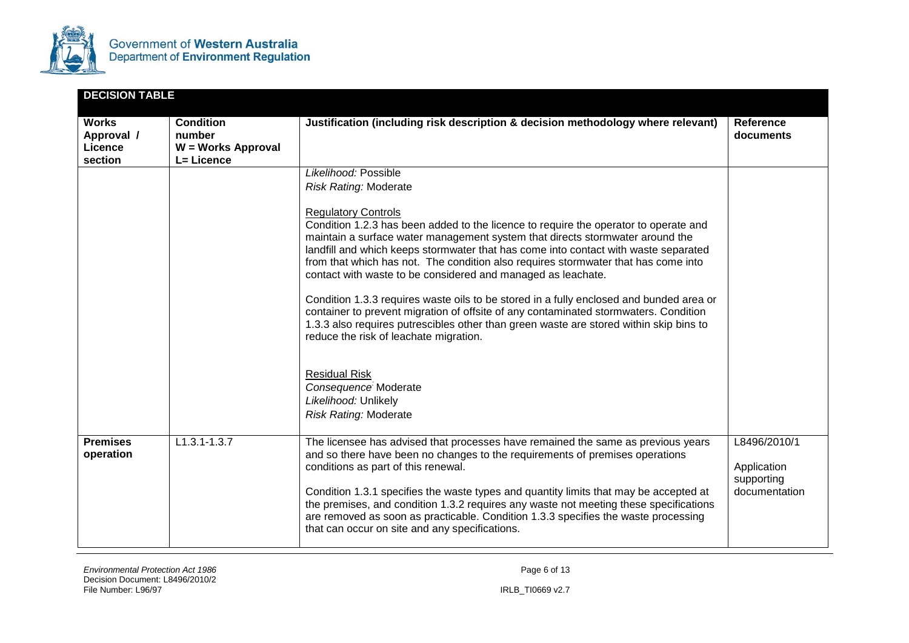**DECISION TABLE**

| Works Approval / Licence section | Condition number W = Works Approval L= Licence | Justification (including risk description & decision methodology where relevant) | Reference documents |
|---|---|---|---|
| | | *Likelihood:* Possible<br>*Risk Rating:* Moderate<br><br><u>Regulatory Controls</u><br>Condition 1.2.3 has been added to the licence to require the operator to operate and maintain a surface water management system that directs stormwater around the landfill and which keeps stormwater that has come into contact with waste separated from that which has not. The condition also requires stormwater that has come into contact with waste to be considered and managed as leachate.<br><br>Condition 1.3.3 requires waste oils to be stored in a fully enclosed and bunded area or container to prevent migration of offsite of any contaminated stormwaters. Condition 1.3.3 also requires putrescibles other than green waste are stored within skip bins to reduce the risk of leachate migration.<br><br><u>Residual Risk</u><br>*Consequence:* Moderate<br>*Likelihood:* Unlikely<br>*Risk Rating:* Moderate | |
| **Premises operation** | L1.3.1-1.3.7 | The licensee has advised that processes have remained the same as previous years and so there have been no changes to the requirements of premises operations conditions as part of this renewal.<br><br>Condition 1.3.1 specifies the waste types and quantity limits that may be accepted at the premises, and condition 1.3.2 requires any waste not meeting these specifications are removed as soon as practicable. Condition 1.3.3 specifies the waste processing that can occur on site and any specifications. | L8496/2010/1<br><br>Application supporting documentation |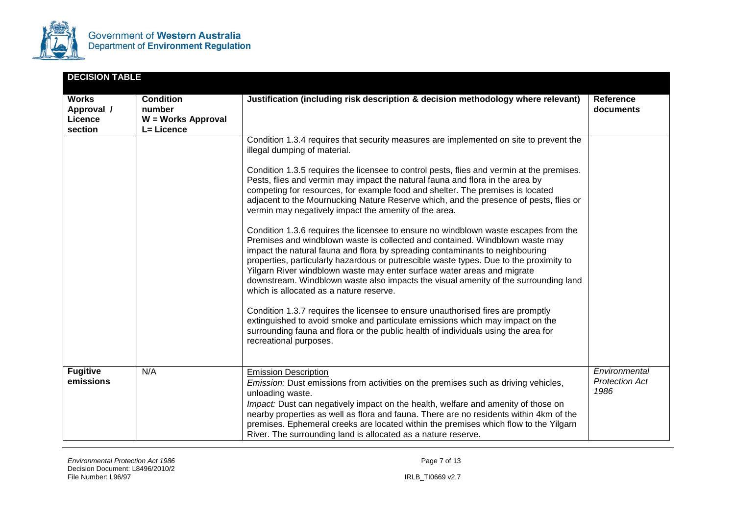## DECISION TABLE

| Works Approval / Licence section | Condition number W = Works Approval L= Licence | Justification (including risk description & decision methodology where relevant) | Reference documents |
|---|---|---|---|
| | | Condition 1.3.4 requires that security measures are implemented on site to prevent the illegal dumping of material.<br><br>Condition 1.3.5 requires the licensee to control pests, flies and vermin at the premises. Pests, flies and vermin may impact the natural fauna and flora in the area by competing for resources, for example food and shelter. The premises is located adjacent to the Mournucking Nature Reserve which, and the presence of pests, flies or vermin may negatively impact the amenity of the area.<br><br>Condition 1.3.6 requires the licensee to ensure no windblown waste escapes from the Premises and windblown waste is collected and contained. Windblown waste may impact the natural fauna and flora by spreading contaminants to neighbouring properties, particularly hazardous or putrescible waste types. Due to the proximity to Yilgarn River windblown waste may enter surface water areas and migrate downstream. Windblown waste also impacts the visual amenity of the surrounding land which is allocated as a nature reserve.<br><br>Condition 1.3.7 requires the licensee to ensure unauthorised fires are promptly extinguished to avoid smoke and particulate emissions which may impact on the surrounding fauna and flora or the public health of individuals using the area for recreational purposes. | |
| **Fugitive emissions** | N/A | Emission Description<br>*Emission:* Dust emissions from activities on the premises such as driving vehicles, unloading waste.<br>*Impact:* Dust can negatively impact on the health, welfare and amenity of those on nearby properties as well as flora and fauna. There are no residents within 4km of the premises. Ephemeral creeks are located within the premises which flow to the Yilgarn River. The surrounding land is allocated as a nature reserve. | *Environmental Protection Act 1986* |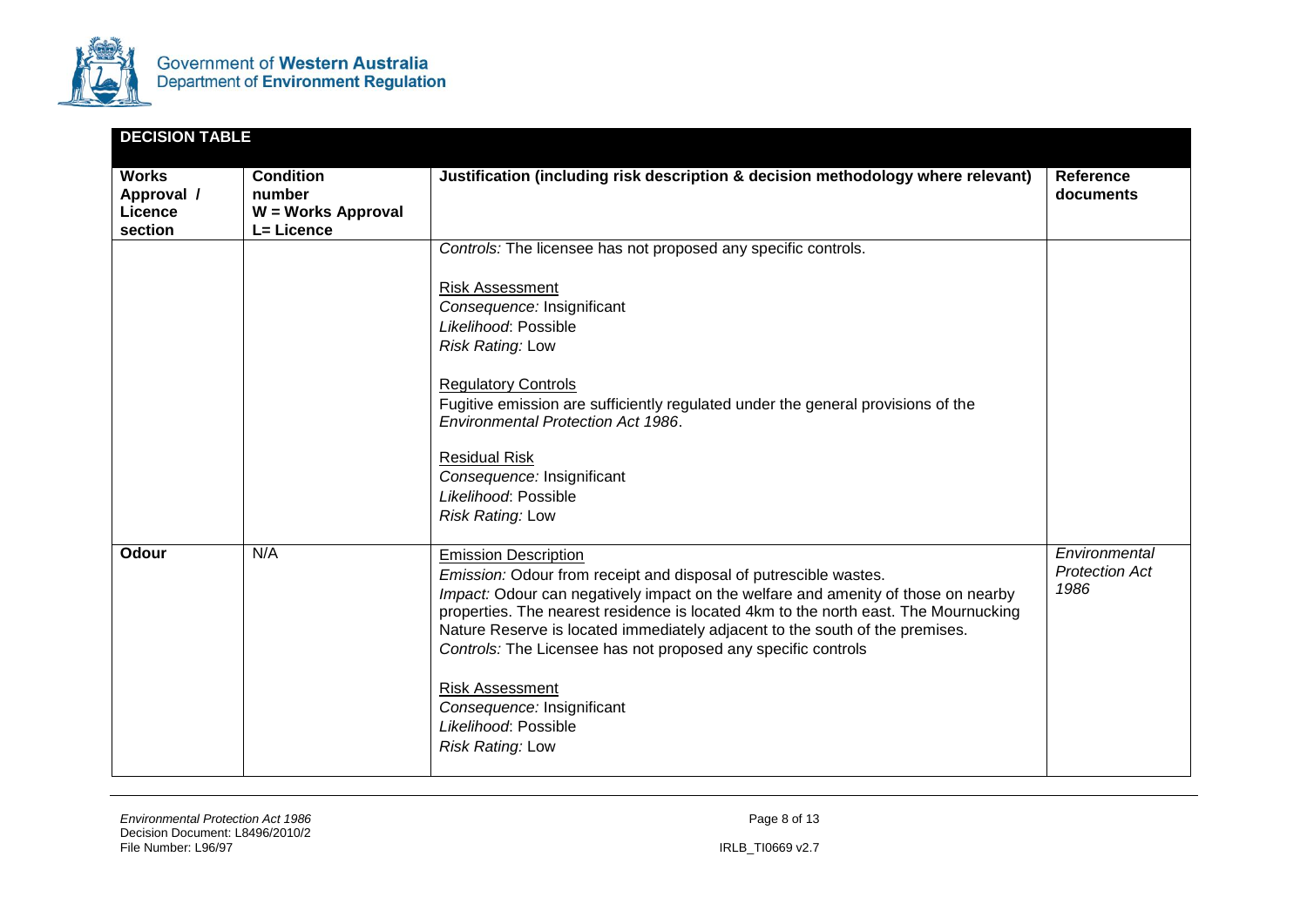**DECISION TABLE**

| Works Approval / Licence section | Condition number W = Works Approval L= Licence | Justification (including risk description & decision methodology where relevant) | Reference documents |
|---|---|---|---|
| | | *Controls:* The licensee has not proposed any specific controls.<br><br>Risk Assessment<br>*Consequence:* Insignificant<br>*Likelihood*: Possible<br>*Risk Rating:* Low<br><br>Regulatory Controls<br>Fugitive emission are sufficiently regulated under the general provisions of the *Environmental Protection Act 1986*.<br><br>Residual Risk<br>*Consequence:* Insignificant<br>*Likelihood*: Possible<br>*Risk Rating:* Low | |
| **Odour** | N/A | Emission Description<br>*Emission:* Odour from receipt and disposal of putrescible wastes.<br>*Impact:* Odour can negatively impact on the welfare and amenity of those on nearby properties. The nearest residence is located 4km to the north east. The Mournucking Nature Reserve is located immediately adjacent to the south of the premises.<br>*Controls:* The Licensee has not proposed any specific controls<br><br>Risk Assessment<br>*Consequence:* Insignificant<br>*Likelihood*: Possible<br>*Risk Rating:* Low | *Environmental Protection Act 1986* |

*Environmental Protection Act 1986*
Decision Document: L8496/2010/2
File Number: L96/97

IRLB_TI0669 v2.7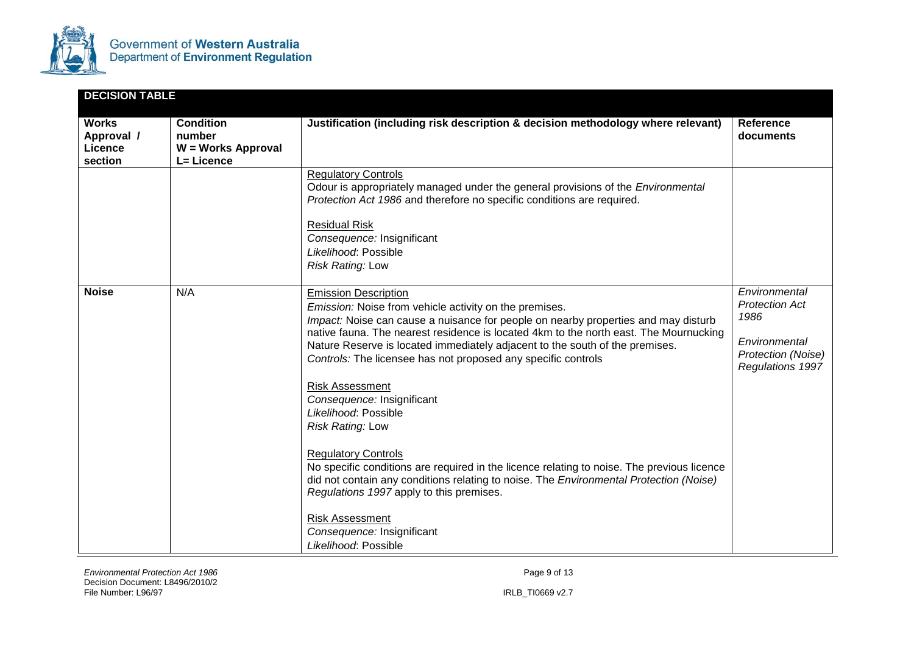## DECISION TABLE

| Works Approval / Licence section | Condition number W = Works Approval L= Licence | Justification (including risk description & decision methodology where relevant) | Reference documents |
|---|---|---|---|
| | | <u>Regulatory Controls</u><br>Odour is appropriately managed under the general provisions of the *Environmental Protection Act 1986* and therefore no specific conditions are required.<br><br><u>Residual Risk</u><br>*Consequence:* Insignificant<br>*Likelihood*: Possible<br>*Risk Rating:* Low | |
| **Noise** | N/A | <u>Emission Description</u><br>*Emission:* Noise from vehicle activity on the premises.<br>*Impact:* Noise can cause a nuisance for people on nearby properties and may disturb native fauna. The nearest residence is located 4km to the north east. The Mournucking Nature Reserve is located immediately adjacent to the south of the premises.<br>*Controls:* The licensee has not proposed any specific controls<br><br><u>Risk Assessment</u><br>*Consequence:* Insignificant<br>*Likelihood*: Possible<br>*Risk Rating:* Low<br><br><u>Regulatory Controls</u><br>No specific conditions are required in the licence relating to noise. The previous licence did not contain any conditions relating to noise. The *Environmental Protection (Noise) Regulations 1997* apply to this premises.<br><br><u>Risk Assessment</u><br>*Consequence:* Insignificant<br>*Likelihood*: Possible | *Environmental Protection Act 1986*<br><br>*Environmental Protection (Noise) Regulations 1997* |

*Environmental Protection Act 1986*
Decision Document: L8496/2010/2
File Number: L96/97

IRLB_TI0669 v2.7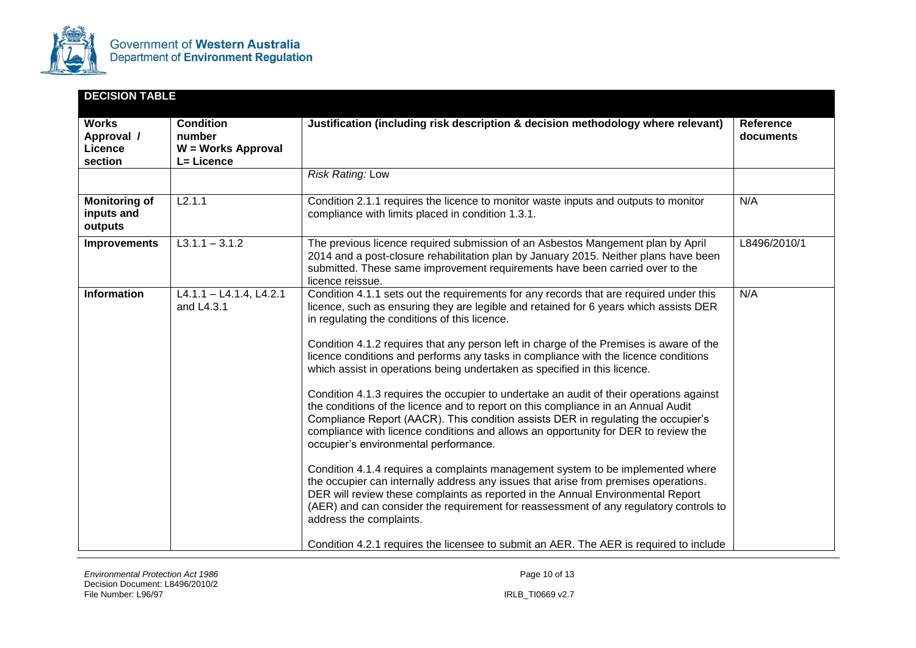## DECISION TABLE

| Works Approval / Licence section | Condition number W = Works Approval L= Licence | Justification (including risk description & decision methodology where relevant) | Reference documents |
|---|---|---|---|
| | | *Risk Rating:* Low | |
| **Monitoring of inputs and outputs** | L2.1.1 | Condition 2.1.1 requires the licence to monitor waste inputs and outputs to monitor compliance with limits placed in condition 1.3.1. | N/A |
| **Improvements** | L3.1.1 – 3.1.2 | The previous licence required submission of an Asbestos Mangement plan by April 2014 and a post-closure rehabilitation plan by January 2015. Neither plans have been submitted. These same improvement requirements have been carried over to the licence reissue. | L8496/2010/1 |
| **Information** | L4.1.1 – L4.1.4, L4.2.1 and L4.3.1 | Condition 4.1.1 sets out the requirements for any records that are required under this licence, such as ensuring they are legible and retained for 6 years which assists DER in regulating the conditions of this licence.<br><br>Condition 4.1.2 requires that any person left in charge of the Premises is aware of the licence conditions and performs any tasks in compliance with the licence conditions which assist in operations being undertaken as specified in this licence.<br><br>Condition 4.1.3 requires the occupier to undertake an audit of their operations against the conditions of the licence and to report on this compliance in an Annual Audit Compliance Report (AACR). This condition assists DER in regulating the occupier's compliance with licence conditions and allows an opportunity for DER to review the occupier's environmental performance.<br><br>Condition 4.1.4 requires a complaints management system to be implemented where the occupier can internally address any issues that arise from premises operations. DER will review these complaints as reported in the Annual Environmental Report (AER) and can consider the requirement for reassessment of any regulatory controls to address the complaints.<br><br>Condition 4.2.1 requires the licensee to submit an AER. The AER is required to include | N/A |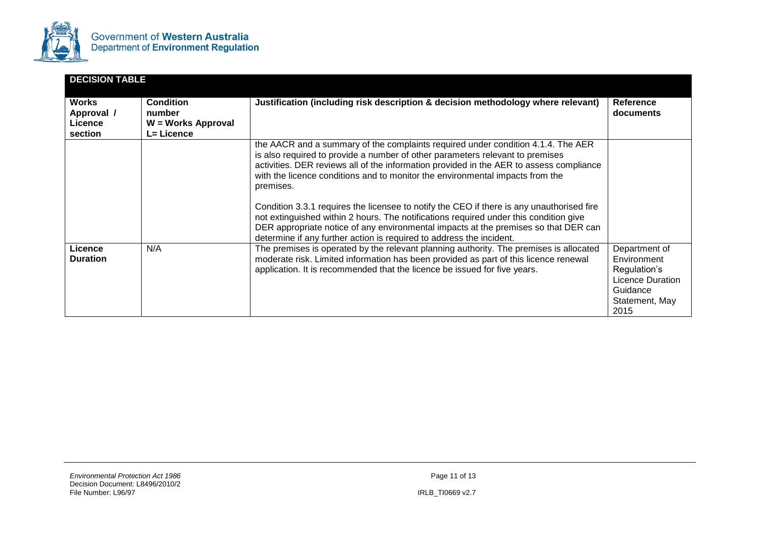**DECISION TABLE**

| Works Approval / Licence section | Condition number W = Works Approval L= Licence | Justification (including risk description & decision methodology where relevant) | Reference documents |
|---|---|---|---|
| | | the AACR and a summary of the complaints required under condition 4.1.4. The AER is also required to provide a number of other parameters relevant to premises activities. DER reviews all of the information provided in the AER to assess compliance with the licence conditions and to monitor the environmental impacts from the premises.<br><br>Condition 3.3.1 requires the licensee to notify the CEO if there is any unauthorised fire not extinguished within 2 hours. The notifications required under this condition give DER appropriate notice of any environmental impacts at the premises so that DER can determine if any further action is required to address the incident. | |
| **Licence Duration** | N/A | The premises is operated by the relevant planning authority. The premises is allocated moderate risk. Limited information has been provided as part of this licence renewal application. It is recommended that the licence be issued for five years. | Department of Environment Regulation's Licence Duration Guidance Statement, May 2015 |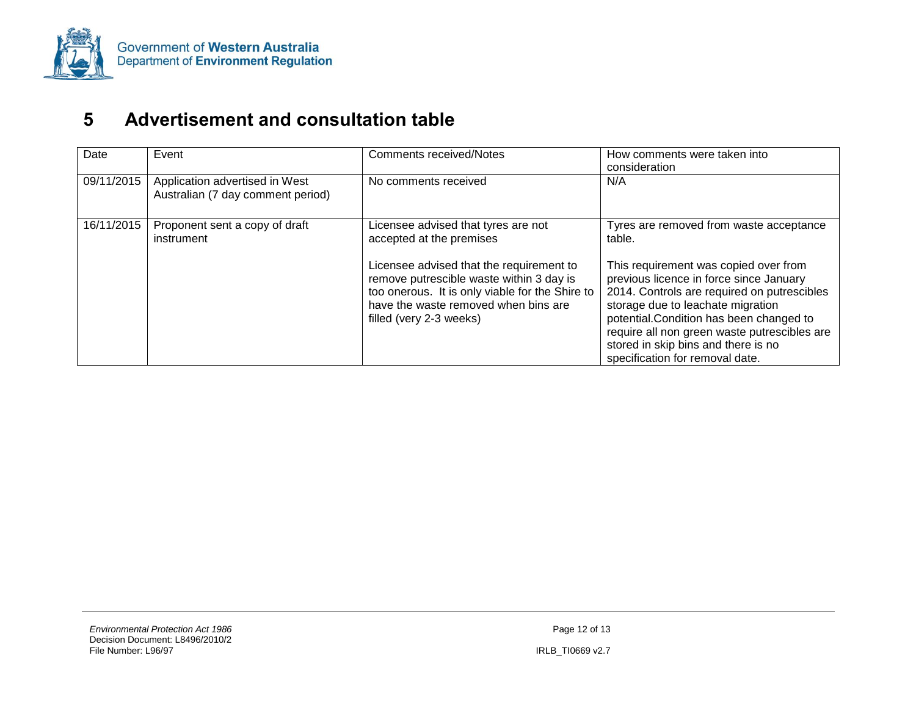## 5 Advertisement and consultation table

| Date | Event | Comments received/Notes | How comments were taken into consideration |
|---|---|---|---|
| 09/11/2015 | Application advertised in West Australian (7 day comment period) | No comments received | N/A |
| 16/11/2015 | Proponent sent a copy of draft instrument | Licensee advised that tyres are not accepted at the premises<br><br>Licensee advised that the requirement to remove putrescible waste within 3 day is too onerous. It is only viable for the Shire to have the waste removed when bins are filled (very 2-3 weeks) | Tyres are removed from waste acceptance table.<br><br>This requirement was copied over from previous licence in force since January 2014. Controls are required on putrescibles storage due to leachate migration potential.Condition has been changed to require all non green waste putrescibles are stored in skip bins and there is no specification for removal date. |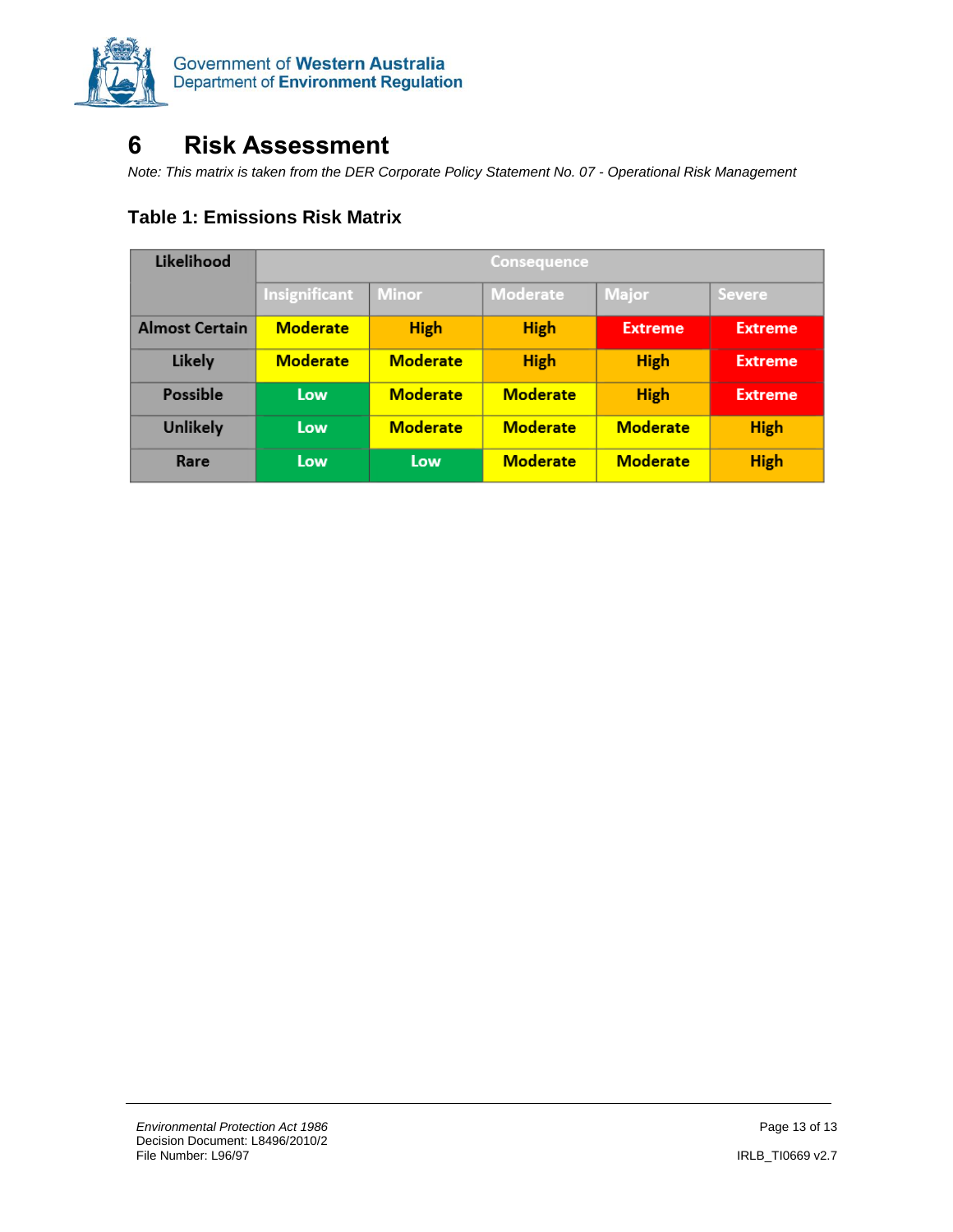# 6 Risk Assessment

*Note: This matrix is taken from the DER Corporate Policy Statement No. 07 - Operational Risk Management*

### Table 1: Emissions Risk Matrix

| Likelihood | Consequence | | | | |
|---|---|---|---|---|---|
| | Insignificant | Minor | Moderate | Major | Severe |
| Almost Certain | Moderate | High | High | Extreme | Extreme |
| Likely | Moderate | Moderate | High | High | Extreme |
| Possible | Low | Moderate | Moderate | High | Extreme |
| Unlikely | Low | Moderate | Moderate | Moderate | High |
| Rare | Low | Low | Moderate | Moderate | High |